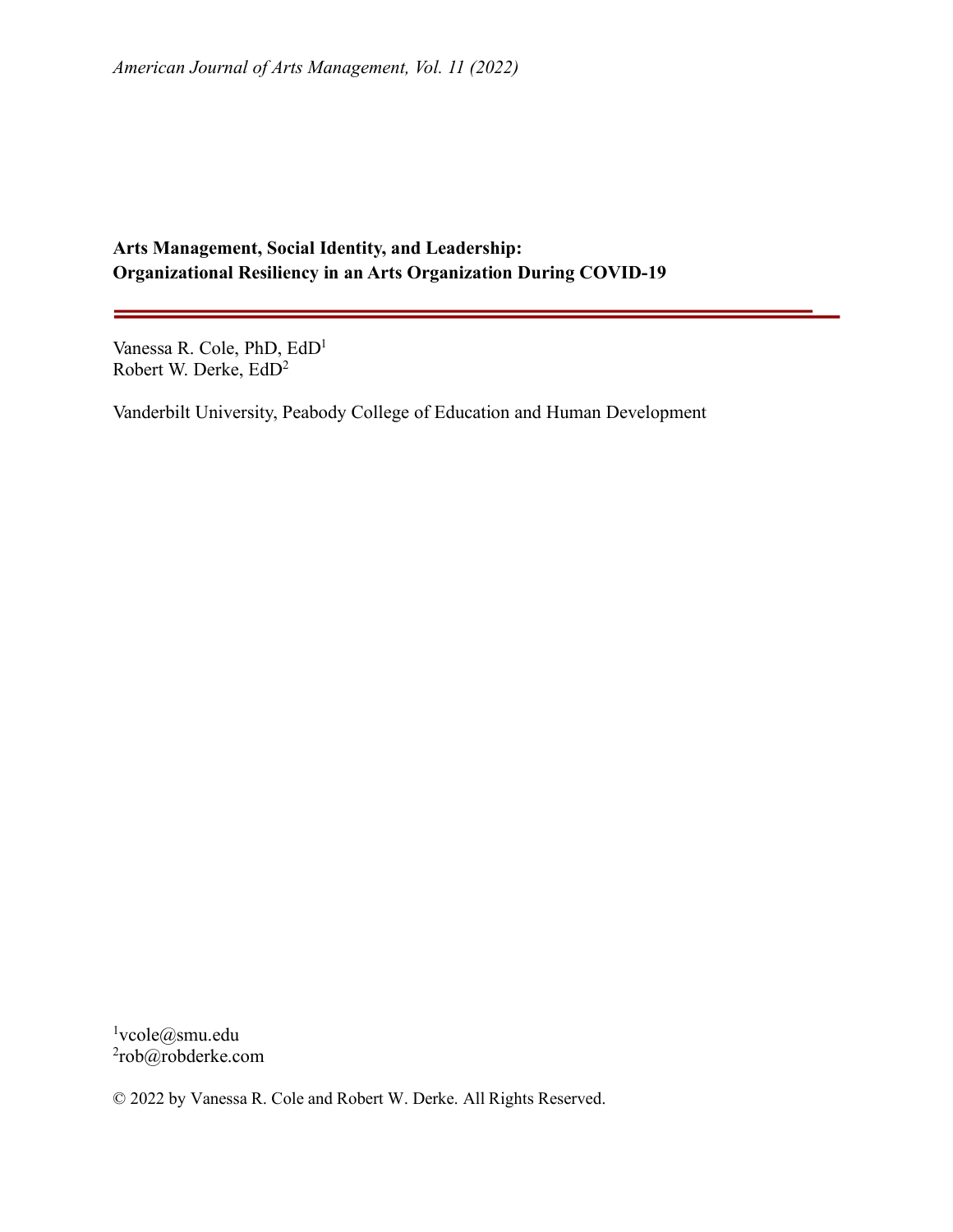*American Journal of Arts Management, Vol. 11 (2022)*

# Arts Management, Social Identity, and Leadership: Organizational Resiliency in an Arts Organization During COVID-19

Vanessa R. Cole, PhD, EdD[1]
Robert W. Derke, EdD[2]

Vanderbilt University, Peabody College of Education and Human Development

[1]vcole@smu.edu
[2]rob@robderke.com

© 2022 by Vanessa R. Cole and Robert W. Derke. All Rights Reserved.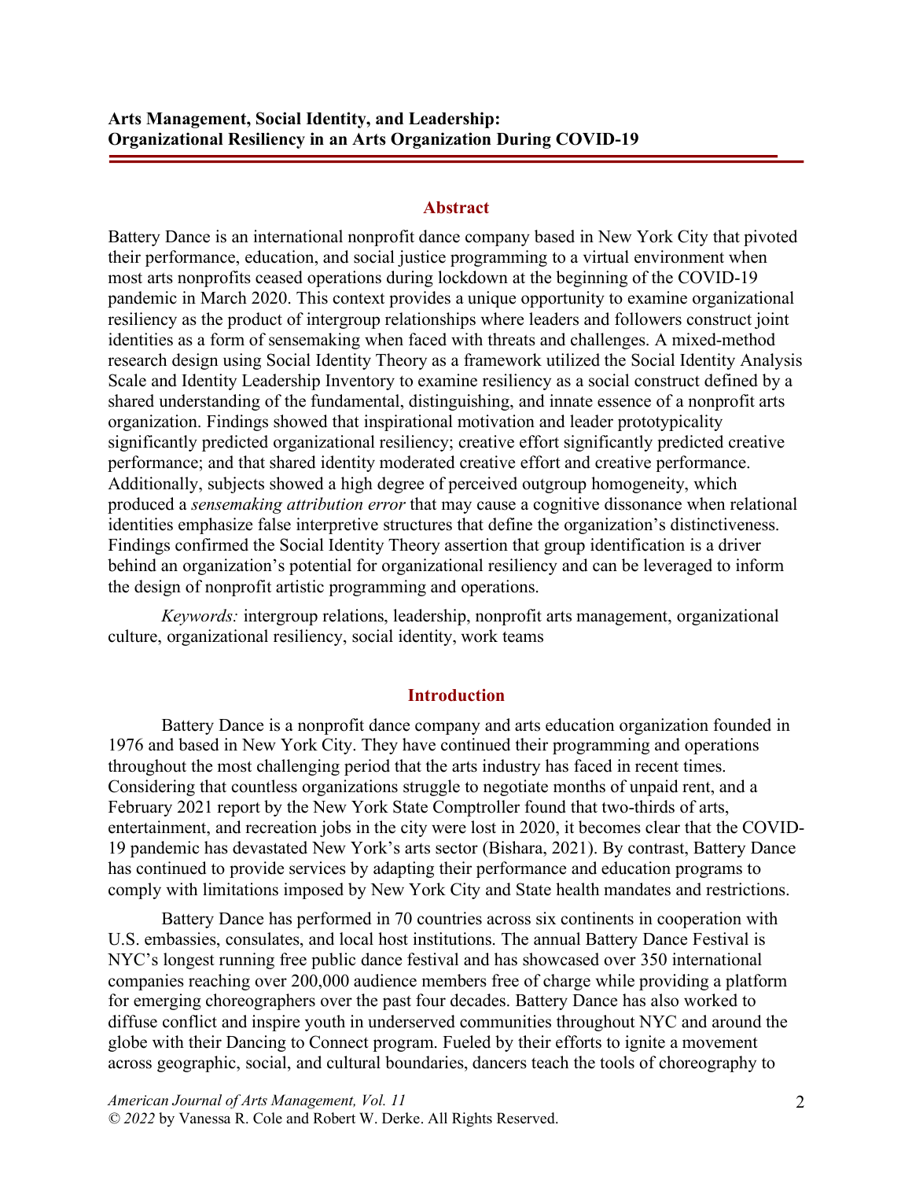**Arts Management, Social Identity, and Leadership:**
**Organizational Resiliency in an Arts Organization During COVID-19**

## Abstract

Battery Dance is an international nonprofit dance company based in New York City that pivoted their performance, education, and social justice programming to a virtual environment when most arts nonprofits ceased operations during lockdown at the beginning of the COVID-19 pandemic in March 2020. This context provides a unique opportunity to examine organizational resiliency as the product of intergroup relationships where leaders and followers construct joint identities as a form of sensemaking when faced with threats and challenges. A mixed-method research design using Social Identity Theory as a framework utilized the Social Identity Analysis Scale and Identity Leadership Inventory to examine resiliency as a social construct defined by a shared understanding of the fundamental, distinguishing, and innate essence of a nonprofit arts organization. Findings showed that inspirational motivation and leader prototypicality significantly predicted organizational resiliency; creative effort significantly predicted creative performance; and that shared identity moderated creative effort and creative performance. Additionally, subjects showed a high degree of perceived outgroup homogeneity, which produced a *sensemaking attribution error* that may cause a cognitive dissonance when relational identities emphasize false interpretive structures that define the organization's distinctiveness. Findings confirmed the Social Identity Theory assertion that group identification is a driver behind an organization's potential for organizational resiliency and can be leveraged to inform the design of nonprofit artistic programming and operations.

*Keywords:* intergroup relations, leadership, nonprofit arts management, organizational culture, organizational resiliency, social identity, work teams

## Introduction

Battery Dance is a nonprofit dance company and arts education organization founded in 1976 and based in New York City. They have continued their programming and operations throughout the most challenging period that the arts industry has faced in recent times. Considering that countless organizations struggle to negotiate months of unpaid rent, and a February 2021 report by the New York State Comptroller found that two-thirds of arts, entertainment, and recreation jobs in the city were lost in 2020, it becomes clear that the COVID-19 pandemic has devastated New York's arts sector (Bishara, 2021). By contrast, Battery Dance has continued to provide services by adapting their performance and education programs to comply with limitations imposed by New York City and State health mandates and restrictions.

Battery Dance has performed in 70 countries across six continents in cooperation with U.S. embassies, consulates, and local host institutions. The annual Battery Dance Festival is NYC's longest running free public dance festival and has showcased over 350 international companies reaching over 200,000 audience members free of charge while providing a platform for emerging choreographers over the past four decades. Battery Dance has also worked to diffuse conflict and inspire youth in underserved communities throughout NYC and around the globe with their Dancing to Connect program. Fueled by their efforts to ignite a movement across geographic, social, and cultural boundaries, dancers teach the tools of choreography to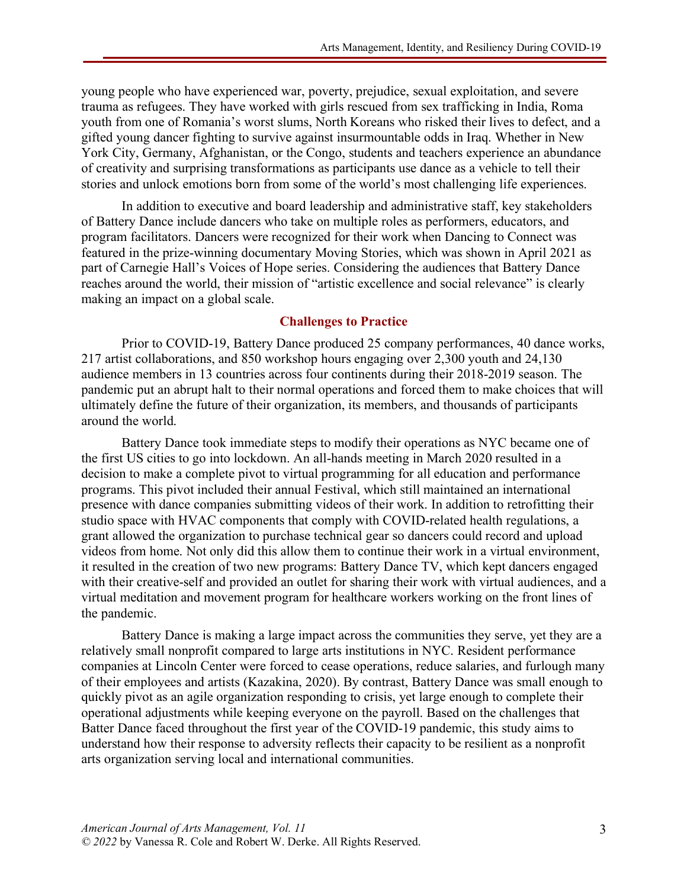young people who have experienced war, poverty, prejudice, sexual exploitation, and severe trauma as refugees. They have worked with girls rescued from sex trafficking in India, Roma youth from one of Romania's worst slums, North Koreans who risked their lives to defect, and a gifted young dancer fighting to survive against insurmountable odds in Iraq. Whether in New York City, Germany, Afghanistan, or the Congo, students and teachers experience an abundance of creativity and surprising transformations as participants use dance as a vehicle to tell their stories and unlock emotions born from some of the world's most challenging life experiences.

In addition to executive and board leadership and administrative staff, key stakeholders of Battery Dance include dancers who take on multiple roles as performers, educators, and program facilitators. Dancers were recognized for their work when Dancing to Connect was featured in the prize-winning documentary Moving Stories, which was shown in April 2021 as part of Carnegie Hall's Voices of Hope series. Considering the audiences that Battery Dance reaches around the world, their mission of "artistic excellence and social relevance" is clearly making an impact on a global scale.

## Challenges to Practice

Prior to COVID-19, Battery Dance produced 25 company performances, 40 dance works, 217 artist collaborations, and 850 workshop hours engaging over 2,300 youth and 24,130 audience members in 13 countries across four continents during their 2018-2019 season. The pandemic put an abrupt halt to their normal operations and forced them to make choices that will ultimately define the future of their organization, its members, and thousands of participants around the world.

Battery Dance took immediate steps to modify their operations as NYC became one of the first US cities to go into lockdown. An all-hands meeting in March 2020 resulted in a decision to make a complete pivot to virtual programming for all education and performance programs. This pivot included their annual Festival, which still maintained an international presence with dance companies submitting videos of their work. In addition to retrofitting their studio space with HVAC components that comply with COVID-related health regulations, a grant allowed the organization to purchase technical gear so dancers could record and upload videos from home. Not only did this allow them to continue their work in a virtual environment, it resulted in the creation of two new programs: Battery Dance TV, which kept dancers engaged with their creative-self and provided an outlet for sharing their work with virtual audiences, and a virtual meditation and movement program for healthcare workers working on the front lines of the pandemic.

Battery Dance is making a large impact across the communities they serve, yet they are a relatively small nonprofit compared to large arts institutions in NYC. Resident performance companies at Lincoln Center were forced to cease operations, reduce salaries, and furlough many of their employees and artists (Kazakina, 2020). By contrast, Battery Dance was small enough to quickly pivot as an agile organization responding to crisis, yet large enough to complete their operational adjustments while keeping everyone on the payroll. Based on the challenges that Batter Dance faced throughout the first year of the COVID-19 pandemic, this study aims to understand how their response to adversity reflects their capacity to be resilient as a nonprofit arts organization serving local and international communities.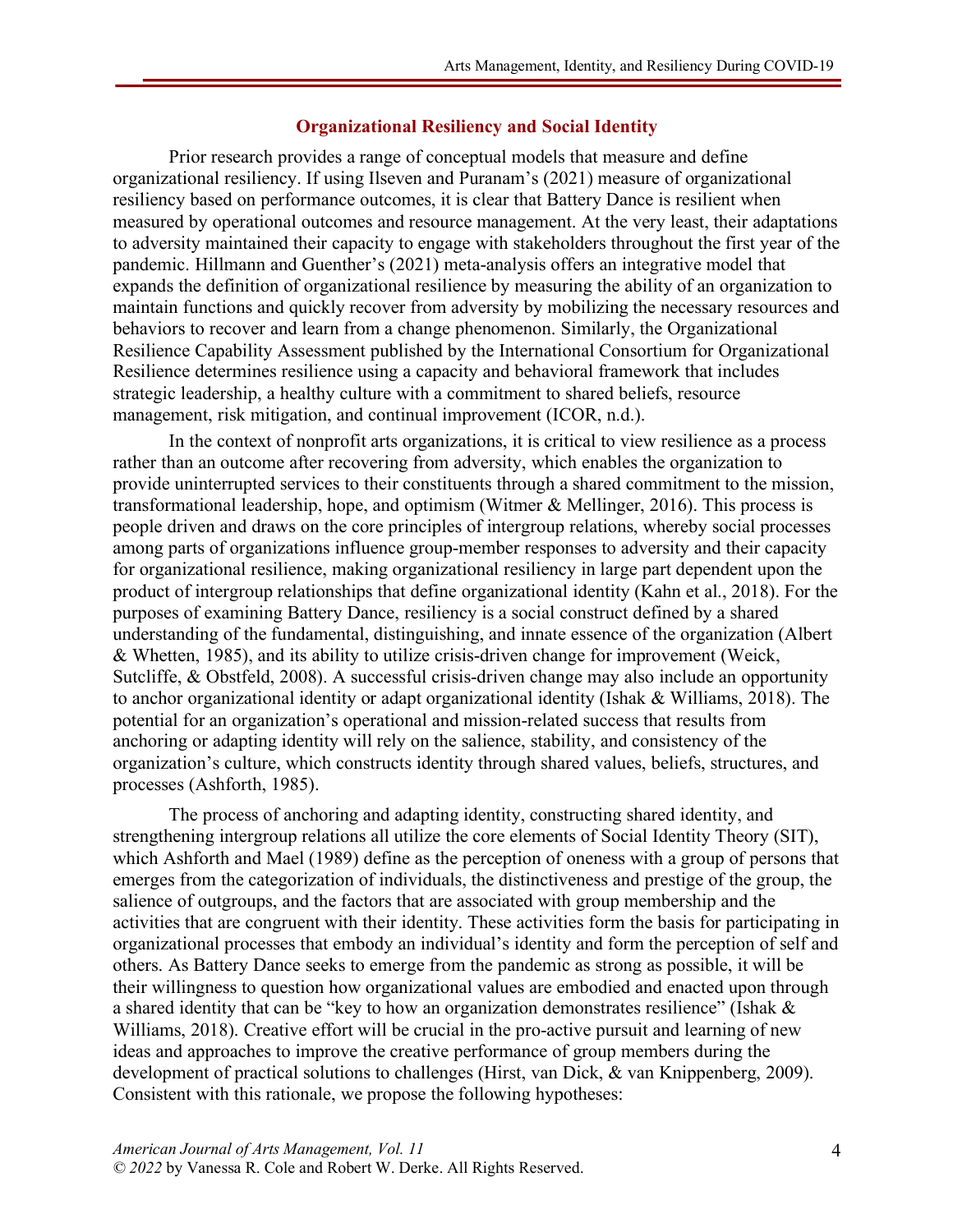## Organizational Resiliency and Social Identity

Prior research provides a range of conceptual models that measure and define organizational resiliency. If using Ilseven and Puranam's (2021) measure of organizational resiliency based on performance outcomes, it is clear that Battery Dance is resilient when measured by operational outcomes and resource management. At the very least, their adaptations to adversity maintained their capacity to engage with stakeholders throughout the first year of the pandemic. Hillmann and Guenther's (2021) meta-analysis offers an integrative model that expands the definition of organizational resilience by measuring the ability of an organization to maintain functions and quickly recover from adversity by mobilizing the necessary resources and behaviors to recover and learn from a change phenomenon. Similarly, the Organizational Resilience Capability Assessment published by the International Consortium for Organizational Resilience determines resilience using a capacity and behavioral framework that includes strategic leadership, a healthy culture with a commitment to shared beliefs, resource management, risk mitigation, and continual improvement (ICOR, n.d.).

In the context of nonprofit arts organizations, it is critical to view resilience as a process rather than an outcome after recovering from adversity, which enables the organization to provide uninterrupted services to their constituents through a shared commitment to the mission, transformational leadership, hope, and optimism (Witmer & Mellinger, 2016). This process is people driven and draws on the core principles of intergroup relations, whereby social processes among parts of organizations influence group-member responses to adversity and their capacity for organizational resilience, making organizational resiliency in large part dependent upon the product of intergroup relationships that define organizational identity (Kahn et al., 2018). For the purposes of examining Battery Dance, resiliency is a social construct defined by a shared understanding of the fundamental, distinguishing, and innate essence of the organization (Albert & Whetten, 1985), and its ability to utilize crisis-driven change for improvement (Weick, Sutcliffe, & Obstfeld, 2008). A successful crisis-driven change may also include an opportunity to anchor organizational identity or adapt organizational identity (Ishak & Williams, 2018). The potential for an organization's operational and mission-related success that results from anchoring or adapting identity will rely on the salience, stability, and consistency of the organization's culture, which constructs identity through shared values, beliefs, structures, and processes (Ashforth, 1985).

The process of anchoring and adapting identity, constructing shared identity, and strengthening intergroup relations all utilize the core elements of Social Identity Theory (SIT), which Ashforth and Mael (1989) define as the perception of oneness with a group of persons that emerges from the categorization of individuals, the distinctiveness and prestige of the group, the salience of outgroups, and the factors that are associated with group membership and the activities that are congruent with their identity. These activities form the basis for participating in organizational processes that embody an individual's identity and form the perception of self and others. As Battery Dance seeks to emerge from the pandemic as strong as possible, it will be their willingness to question how organizational values are embodied and enacted upon through a shared identity that can be "key to how an organization demonstrates resilience" (Ishak & Williams, 2018). Creative effort will be crucial in the pro-active pursuit and learning of new ideas and approaches to improve the creative performance of group members during the development of practical solutions to challenges (Hirst, van Dick, & van Knippenberg, 2009). Consistent with this rationale, we propose the following hypotheses: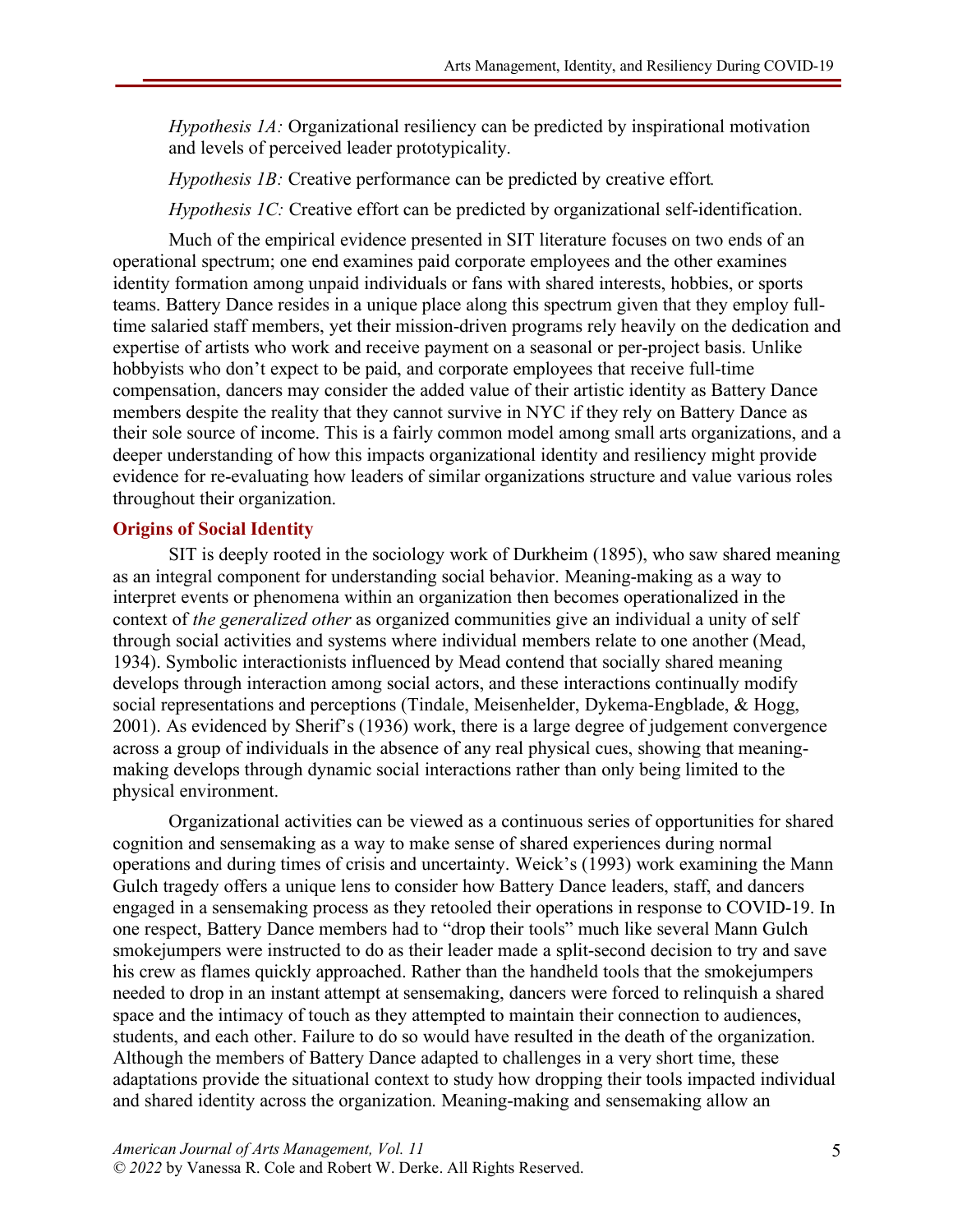*Hypothesis 1A:* Organizational resiliency can be predicted by inspirational motivation and levels of perceived leader prototypicality.

*Hypothesis 1B:* Creative performance can be predicted by creative effort.

*Hypothesis 1C:* Creative effort can be predicted by organizational self-identification.

Much of the empirical evidence presented in SIT literature focuses on two ends of an operational spectrum; one end examines paid corporate employees and the other examines identity formation among unpaid individuals or fans with shared interests, hobbies, or sports teams. Battery Dance resides in a unique place along this spectrum given that they employ full-time salaried staff members, yet their mission-driven programs rely heavily on the dedication and expertise of artists who work and receive payment on a seasonal or per-project basis. Unlike hobbyists who don't expect to be paid, and corporate employees that receive full-time compensation, dancers may consider the added value of their artistic identity as Battery Dance members despite the reality that they cannot survive in NYC if they rely on Battery Dance as their sole source of income. This is a fairly common model among small arts organizations, and a deeper understanding of how this impacts organizational identity and resiliency might provide evidence for re-evaluating how leaders of similar organizations structure and value various roles throughout their organization.

### Origins of Social Identity

SIT is deeply rooted in the sociology work of Durkheim (1895), who saw shared meaning as an integral component for understanding social behavior. Meaning-making as a way to interpret events or phenomena within an organization then becomes operationalized in the context of *the generalized other* as organized communities give an individual a unity of self through social activities and systems where individual members relate to one another (Mead, 1934). Symbolic interactionists influenced by Mead contend that socially shared meaning develops through interaction among social actors, and these interactions continually modify social representations and perceptions (Tindale, Meisenhelder, Dykema-Engblade, & Hogg, 2001). As evidenced by Sherif's (1936) work, there is a large degree of judgement convergence across a group of individuals in the absence of any real physical cues, showing that meaning-making develops through dynamic social interactions rather than only being limited to the physical environment.

Organizational activities can be viewed as a continuous series of opportunities for shared cognition and sensemaking as a way to make sense of shared experiences during normal operations and during times of crisis and uncertainty. Weick's (1993) work examining the Mann Gulch tragedy offers a unique lens to consider how Battery Dance leaders, staff, and dancers engaged in a sensemaking process as they retooled their operations in response to COVID-19. In one respect, Battery Dance members had to "drop their tools" much like several Mann Gulch smokejumpers were instructed to do as their leader made a split-second decision to try and save his crew as flames quickly approached. Rather than the handheld tools that the smokejumpers needed to drop in an instant attempt at sensemaking, dancers were forced to relinquish a shared space and the intimacy of touch as they attempted to maintain their connection to audiences, students, and each other. Failure to do so would have resulted in the death of the organization. Although the members of Battery Dance adapted to challenges in a very short time, these adaptations provide the situational context to study how dropping their tools impacted individual and shared identity across the organization. Meaning-making and sensemaking allow an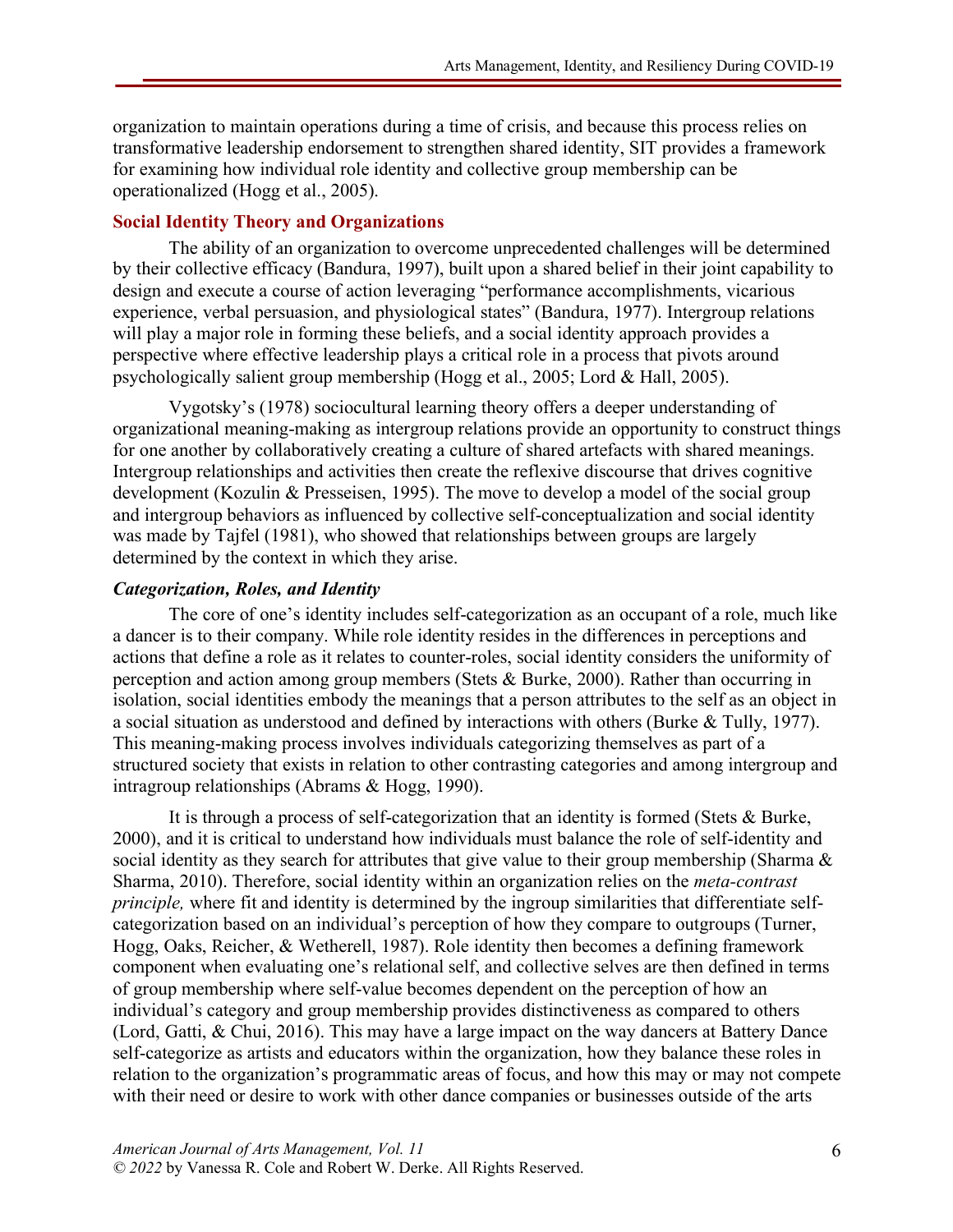organization to maintain operations during a time of crisis, and because this process relies on transformative leadership endorsement to strengthen shared identity, SIT provides a framework for examining how individual role identity and collective group membership can be operationalized (Hogg et al., 2005).

## Social Identity Theory and Organizations

The ability of an organization to overcome unprecedented challenges will be determined by their collective efficacy (Bandura, 1997), built upon a shared belief in their joint capability to design and execute a course of action leveraging "performance accomplishments, vicarious experience, verbal persuasion, and physiological states" (Bandura, 1977). Intergroup relations will play a major role in forming these beliefs, and a social identity approach provides a perspective where effective leadership plays a critical role in a process that pivots around psychologically salient group membership (Hogg et al., 2005; Lord & Hall, 2005).

Vygotsky's (1978) sociocultural learning theory offers a deeper understanding of organizational meaning-making as intergroup relations provide an opportunity to construct things for one another by collaboratively creating a culture of shared artefacts with shared meanings. Intergroup relationships and activities then create the reflexive discourse that drives cognitive development (Kozulin & Presseisen, 1995). The move to develop a model of the social group and intergroup behaviors as influenced by collective self-conceptualization and social identity was made by Tajfel (1981), who showed that relationships between groups are largely determined by the context in which they arise.

### *Categorization, Roles, and Identity*

The core of one's identity includes self-categorization as an occupant of a role, much like a dancer is to their company. While role identity resides in the differences in perceptions and actions that define a role as it relates to counter-roles, social identity considers the uniformity of perception and action among group members (Stets & Burke, 2000). Rather than occurring in isolation, social identities embody the meanings that a person attributes to the self as an object in a social situation as understood and defined by interactions with others (Burke & Tully, 1977). This meaning-making process involves individuals categorizing themselves as part of a structured society that exists in relation to other contrasting categories and among intergroup and intragroup relationships (Abrams & Hogg, 1990).

It is through a process of self-categorization that an identity is formed (Stets & Burke, 2000), and it is critical to understand how individuals must balance the role of self-identity and social identity as they search for attributes that give value to their group membership (Sharma & Sharma, 2010). Therefore, social identity within an organization relies on the *meta-contrast principle,* where fit and identity is determined by the ingroup similarities that differentiate self-categorization based on an individual's perception of how they compare to outgroups (Turner, Hogg, Oaks, Reicher, & Wetherell, 1987). Role identity then becomes a defining framework component when evaluating one's relational self, and collective selves are then defined in terms of group membership where self-value becomes dependent on the perception of how an individual's category and group membership provides distinctiveness as compared to others (Lord, Gatti, & Chui, 2016). This may have a large impact on the way dancers at Battery Dance self-categorize as artists and educators within the organization, how they balance these roles in relation to the organization's programmatic areas of focus, and how this may or may not compete with their need or desire to work with other dance companies or businesses outside of the arts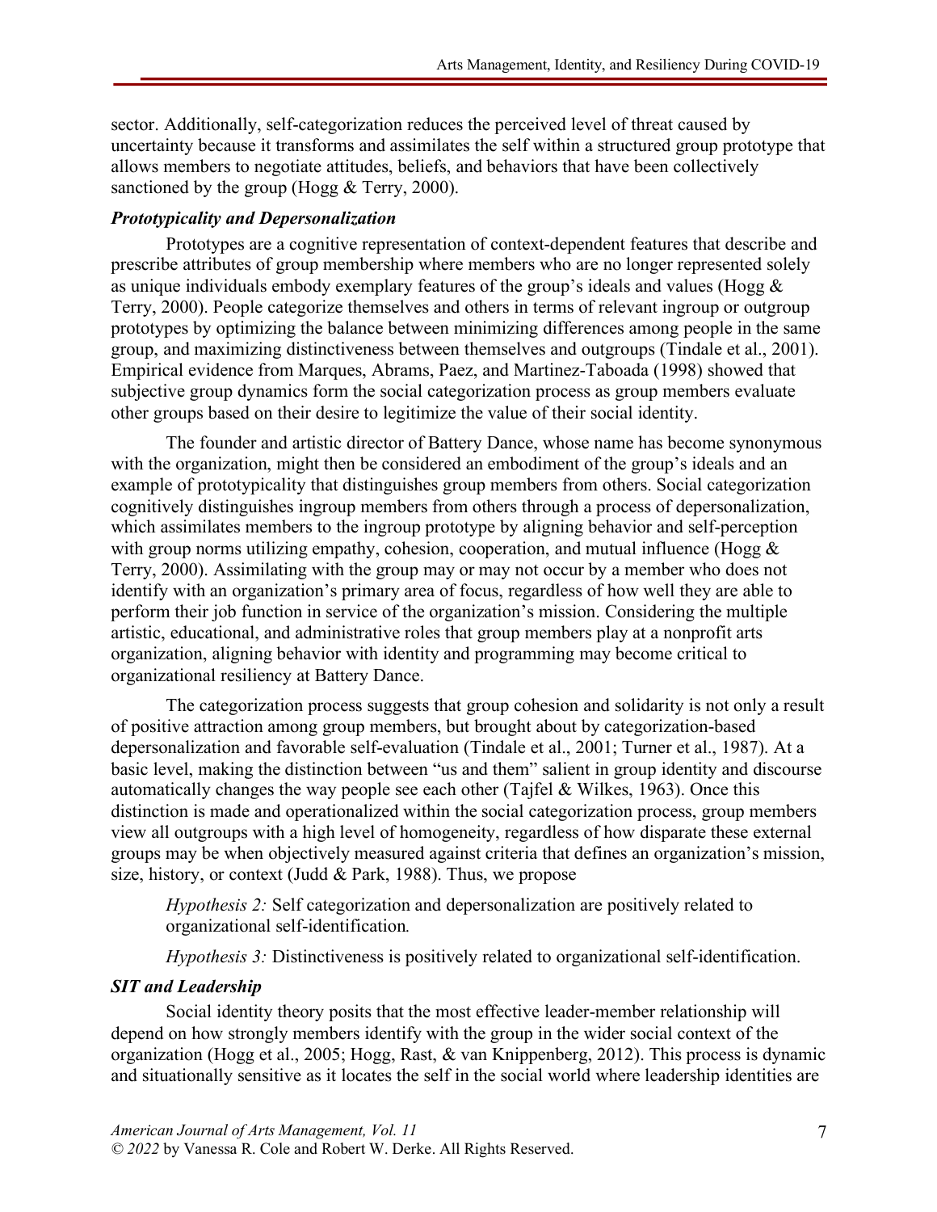sector. Additionally, self-categorization reduces the perceived level of threat caused by uncertainty because it transforms and assimilates the self within a structured group prototype that allows members to negotiate attitudes, beliefs, and behaviors that have been collectively sanctioned by the group (Hogg & Terry, 2000).

### *Prototypicality and Depersonalization*

Prototypes are a cognitive representation of context-dependent features that describe and prescribe attributes of group membership where members who are no longer represented solely as unique individuals embody exemplary features of the group's ideals and values (Hogg & Terry, 2000). People categorize themselves and others in terms of relevant ingroup or outgroup prototypes by optimizing the balance between minimizing differences among people in the same group, and maximizing distinctiveness between themselves and outgroups (Tindale et al., 2001). Empirical evidence from Marques, Abrams, Paez, and Martinez-Taboada (1998) showed that subjective group dynamics form the social categorization process as group members evaluate other groups based on their desire to legitimize the value of their social identity.

The founder and artistic director of Battery Dance, whose name has become synonymous with the organization, might then be considered an embodiment of the group's ideals and an example of prototypicality that distinguishes group members from others. Social categorization cognitively distinguishes ingroup members from others through a process of depersonalization, which assimilates members to the ingroup prototype by aligning behavior and self-perception with group norms utilizing empathy, cohesion, cooperation, and mutual influence (Hogg & Terry, 2000). Assimilating with the group may or may not occur by a member who does not identify with an organization's primary area of focus, regardless of how well they are able to perform their job function in service of the organization's mission. Considering the multiple artistic, educational, and administrative roles that group members play at a nonprofit arts organization, aligning behavior with identity and programming may become critical to organizational resiliency at Battery Dance.

The categorization process suggests that group cohesion and solidarity is not only a result of positive attraction among group members, but brought about by categorization-based depersonalization and favorable self-evaluation (Tindale et al., 2001; Turner et al., 1987). At a basic level, making the distinction between "us and them" salient in group identity and discourse automatically changes the way people see each other (Tajfel & Wilkes, 1963). Once this distinction is made and operationalized within the social categorization process, group members view all outgroups with a high level of homogeneity, regardless of how disparate these external groups may be when objectively measured against criteria that defines an organization's mission, size, history, or context (Judd & Park, 1988). Thus, we propose

> *Hypothesis 2:* Self categorization and depersonalization are positively related to organizational self-identification.
>
> *Hypothesis 3:* Distinctiveness is positively related to organizational self-identification.

### *SIT and Leadership*

Social identity theory posits that the most effective leader-member relationship will depend on how strongly members identify with the group in the wider social context of the organization (Hogg et al., 2005; Hogg, Rast, & van Knippenberg, 2012). This process is dynamic and situationally sensitive as it locates the self in the social world where leadership identities are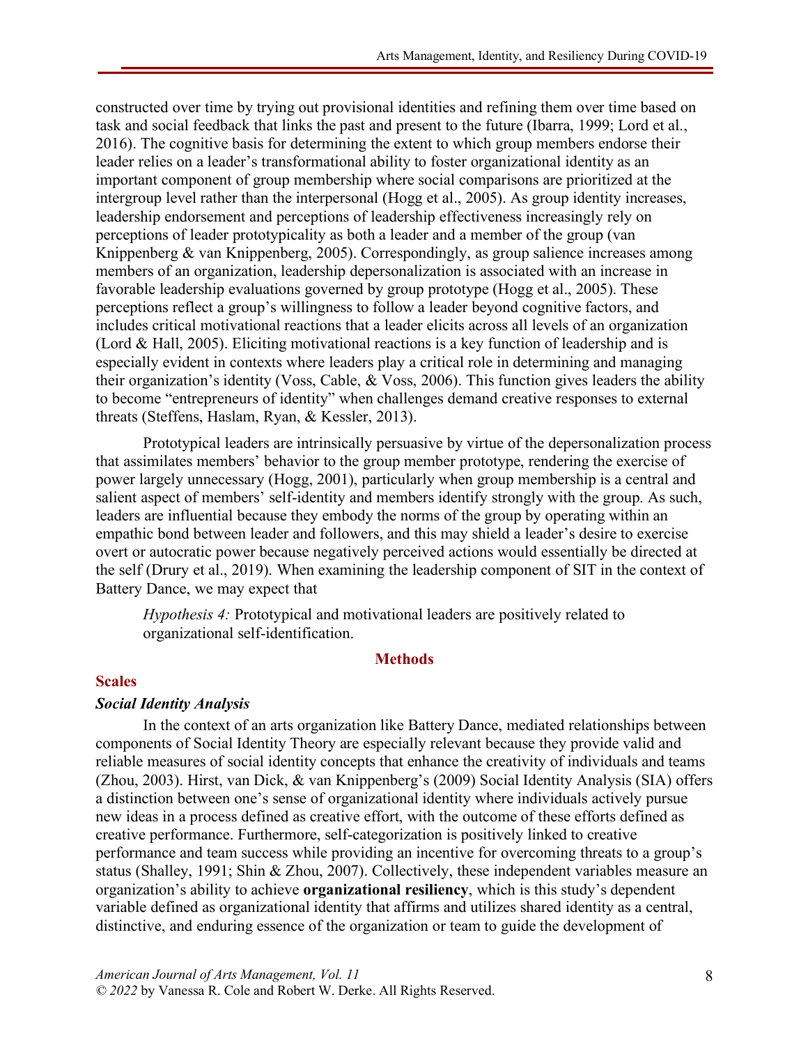constructed over time by trying out provisional identities and refining them over time based on task and social feedback that links the past and present to the future (Ibarra, 1999; Lord et al., 2016). The cognitive basis for determining the extent to which group members endorse their leader relies on a leader's transformational ability to foster organizational identity as an important component of group membership where social comparisons are prioritized at the intergroup level rather than the interpersonal (Hogg et al., 2005). As group identity increases, leadership endorsement and perceptions of leadership effectiveness increasingly rely on perceptions of leader prototypicality as both a leader and a member of the group (van Knippenberg & van Knippenberg, 2005). Correspondingly, as group salience increases among members of an organization, leadership depersonalization is associated with an increase in favorable leadership evaluations governed by group prototype (Hogg et al., 2005). These perceptions reflect a group's willingness to follow a leader beyond cognitive factors, and includes critical motivational reactions that a leader elicits across all levels of an organization (Lord & Hall, 2005). Eliciting motivational reactions is a key function of leadership and is especially evident in contexts where leaders play a critical role in determining and managing their organization's identity (Voss, Cable, & Voss, 2006). This function gives leaders the ability to become "entrepreneurs of identity" when challenges demand creative responses to external threats (Steffens, Haslam, Ryan, & Kessler, 2013).

Prototypical leaders are intrinsically persuasive by virtue of the depersonalization process that assimilates members' behavior to the group member prototype, rendering the exercise of power largely unnecessary (Hogg, 2001), particularly when group membership is a central and salient aspect of members' self-identity and members identify strongly with the group. As such, leaders are influential because they embody the norms of the group by operating within an empathic bond between leader and followers, and this may shield a leader's desire to exercise overt or autocratic power because negatively perceived actions would essentially be directed at the self (Drury et al., 2019). When examining the leadership component of SIT in the context of Battery Dance, we may expect that

> *Hypothesis 4:* Prototypical and motivational leaders are positively related to organizational self-identification.

## Methods

### Scales

#### *Social Identity Analysis*

In the context of an arts organization like Battery Dance, mediated relationships between components of Social Identity Theory are especially relevant because they provide valid and reliable measures of social identity concepts that enhance the creativity of individuals and teams (Zhou, 2003). Hirst, van Dick, & van Knippenberg's (2009) Social Identity Analysis (SIA) offers a distinction between one's sense of organizational identity where individuals actively pursue new ideas in a process defined as creative effort, with the outcome of these efforts defined as creative performance. Furthermore, self-categorization is positively linked to creative performance and team success while providing an incentive for overcoming threats to a group's status (Shalley, 1991; Shin & Zhou, 2007). Collectively, these independent variables measure an organization's ability to achieve **organizational resiliency**, which is this study's dependent variable defined as organizational identity that affirms and utilizes shared identity as a central, distinctive, and enduring essence of the organization or team to guide the development of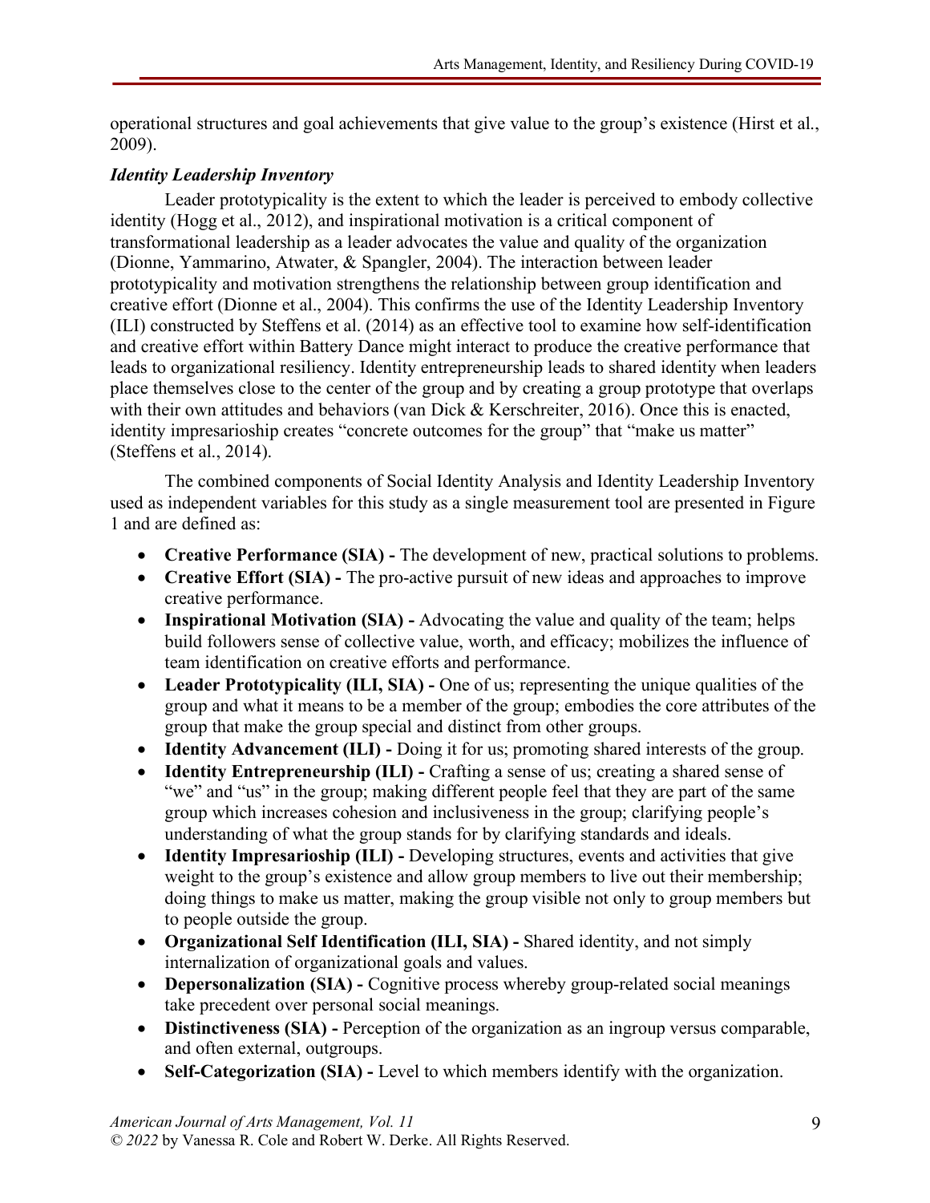operational structures and goal achievements that give value to the group's existence (Hirst et al., 2009).

### *Identity Leadership Inventory*

Leader prototypicality is the extent to which the leader is perceived to embody collective identity (Hogg et al., 2012), and inspirational motivation is a critical component of transformational leadership as a leader advocates the value and quality of the organization (Dionne, Yammarino, Atwater, & Spangler, 2004). The interaction between leader prototypicality and motivation strengthens the relationship between group identification and creative effort (Dionne et al., 2004). This confirms the use of the Identity Leadership Inventory (ILI) constructed by Steffens et al. (2014) as an effective tool to examine how self-identification and creative effort within Battery Dance might interact to produce the creative performance that leads to organizational resiliency. Identity entrepreneurship leads to shared identity when leaders place themselves close to the center of the group and by creating a group prototype that overlaps with their own attitudes and behaviors (van Dick & Kerschreiter, 2016). Once this is enacted, identity impresarioship creates "concrete outcomes for the group" that "make us matter" (Steffens et al., 2014).

The combined components of Social Identity Analysis and Identity Leadership Inventory used as independent variables for this study as a single measurement tool are presented in Figure 1 and are defined as:

- **Creative Performance (SIA) -** The development of new, practical solutions to problems.
- **Creative Effort (SIA) -** The pro-active pursuit of new ideas and approaches to improve creative performance.
- **Inspirational Motivation (SIA) -** Advocating the value and quality of the team; helps build followers sense of collective value, worth, and efficacy; mobilizes the influence of team identification on creative efforts and performance.
- **Leader Prototypicality (ILI, SIA) -** One of us; representing the unique qualities of the group and what it means to be a member of the group; embodies the core attributes of the group that make the group special and distinct from other groups.
- **Identity Advancement (ILI) -** Doing it for us; promoting shared interests of the group.
- **Identity Entrepreneurship (ILI) -** Crafting a sense of us; creating a shared sense of "we" and "us" in the group; making different people feel that they are part of the same group which increases cohesion and inclusiveness in the group; clarifying people's understanding of what the group stands for by clarifying standards and ideals.
- **Identity Impresarioship (ILI) -** Developing structures, events and activities that give weight to the group's existence and allow group members to live out their membership; doing things to make us matter, making the group visible not only to group members but to people outside the group.
- **Organizational Self Identification (ILI, SIA) -** Shared identity, and not simply internalization of organizational goals and values.
- **Depersonalization (SIA) -** Cognitive process whereby group-related social meanings take precedent over personal social meanings.
- **Distinctiveness (SIA) -** Perception of the organization as an ingroup versus comparable, and often external, outgroups.
- **Self-Categorization (SIA) -** Level to which members identify with the organization.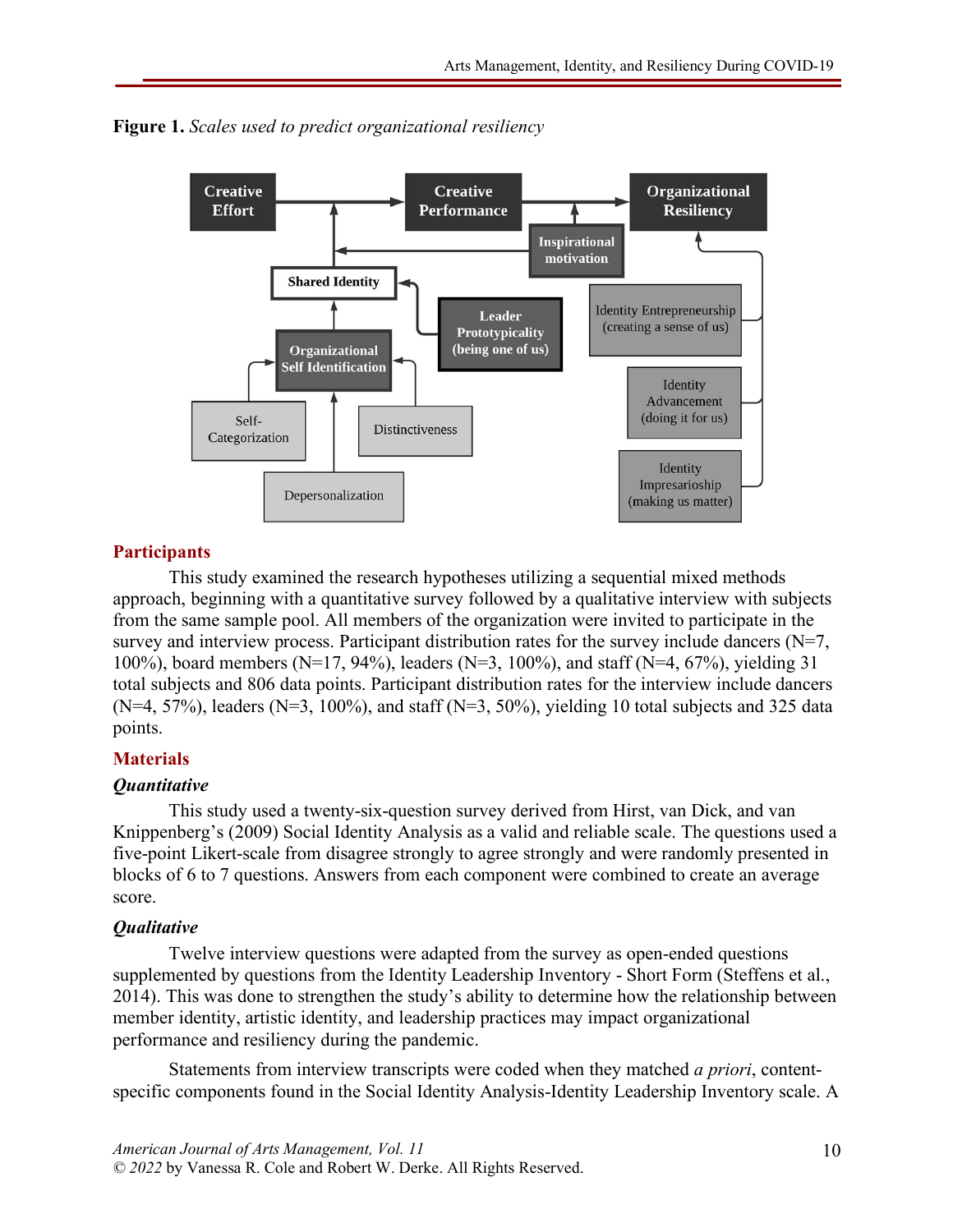**Figure 1.** *Scales used to predict organizational resiliency*

## Participants

This study examined the research hypotheses utilizing a sequential mixed methods approach, beginning with a quantitative survey followed by a qualitative interview with subjects from the same sample pool. All members of the organization were invited to participate in the survey and interview process. Participant distribution rates for the survey include dancers (N=7, 100%), board members (N=17, 94%), leaders (N=3, 100%), and staff (N=4, 67%), yielding 31 total subjects and 806 data points. Participant distribution rates for the interview include dancers (N=4, 57%), leaders (N=3, 100%), and staff (N=3, 50%), yielding 10 total subjects and 325 data points.

## Materials

### *Quantitative*

This study used a twenty-six-question survey derived from Hirst, van Dick, and van Knippenberg's (2009) Social Identity Analysis as a valid and reliable scale. The questions used a five-point Likert-scale from disagree strongly to agree strongly and were randomly presented in blocks of 6 to 7 questions. Answers from each component were combined to create an average score.

### *Qualitative*

Twelve interview questions were adapted from the survey as open-ended questions supplemented by questions from the Identity Leadership Inventory - Short Form (Steffens et al., 2014). This was done to strengthen the study's ability to determine how the relationship between member identity, artistic identity, and leadership practices may impact organizational performance and resiliency during the pandemic.

Statements from interview transcripts were coded when they matched *a priori*, content-specific components found in the Social Identity Analysis-Identity Leadership Inventory scale. A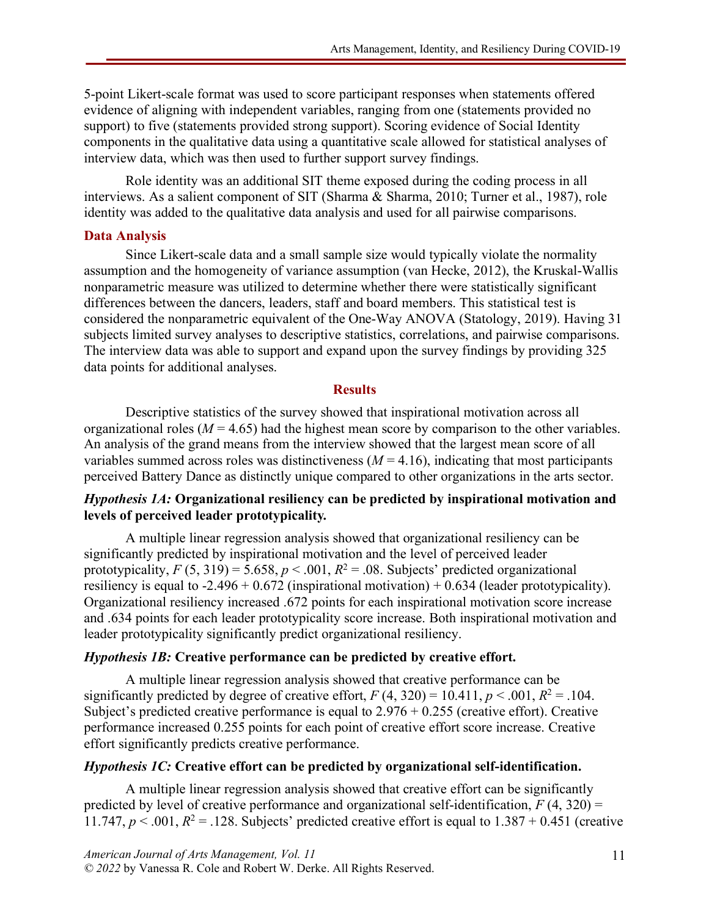5-point Likert-scale format was used to score participant responses when statements offered evidence of aligning with independent variables, ranging from one (statements provided no support) to five (statements provided strong support). Scoring evidence of Social Identity components in the qualitative data using a quantitative scale allowed for statistical analyses of interview data, which was then used to further support survey findings.

Role identity was an additional SIT theme exposed during the coding process in all interviews. As a salient component of SIT (Sharma & Sharma, 2010; Turner et al., 1987), role identity was added to the qualitative data analysis and used for all pairwise comparisons.

### Data Analysis

Since Likert-scale data and a small sample size would typically violate the normality assumption and the homogeneity of variance assumption (van Hecke, 2012), the Kruskal-Wallis nonparametric measure was utilized to determine whether there were statistically significant differences between the dancers, leaders, staff and board members. This statistical test is considered the nonparametric equivalent of the One-Way ANOVA (Statology, 2019). Having 31 subjects limited survey analyses to descriptive statistics, correlations, and pairwise comparisons. The interview data was able to support and expand upon the survey findings by providing 325 data points for additional analyses.

## Results

Descriptive statistics of the survey showed that inspirational motivation across all organizational roles ($M = 4.65$) had the highest mean score by comparison to the other variables. An analysis of the grand means from the interview showed that the largest mean score of all variables summed across roles was distinctiveness ($M = 4.16$), indicating that most participants perceived Battery Dance as distinctly unique compared to other organizations in the arts sector.

#### *Hypothesis 1A:* **Organizational resiliency can be predicted by inspirational motivation and levels of perceived leader prototypicality.**

A multiple linear regression analysis showed that organizational resiliency can be significantly predicted by inspirational motivation and the level of perceived leader prototypicality, $F(5, 319) = 5.658$, $p < .001$, $R^2 = .08$. Subjects' predicted organizational resiliency is equal to -2.496 + 0.672 (inspirational motivation) + 0.634 (leader prototypicality). Organizational resiliency increased .672 points for each inspirational motivation score increase and .634 points for each leader prototypicality score increase. Both inspirational motivation and leader prototypicality significantly predict organizational resiliency.

#### *Hypothesis 1B:* **Creative performance can be predicted by creative effort.**

A multiple linear regression analysis showed that creative performance can be significantly predicted by degree of creative effort, $F(4, 320) = 10.411$, $p < .001$, $R^2 = .104$. Subject's predicted creative performance is equal to 2.976 + 0.255 (creative effort). Creative performance increased 0.255 points for each point of creative effort score increase. Creative effort significantly predicts creative performance.

#### *Hypothesis 1C:* **Creative effort can be predicted by organizational self-identification.**

A multiple linear regression analysis showed that creative effort can be significantly predicted by level of creative performance and organizational self-identification, $F(4, 320) = 11.747$, $p < .001$, $R^2 = .128$. Subjects' predicted creative effort is equal to 1.387 + 0.451 (creative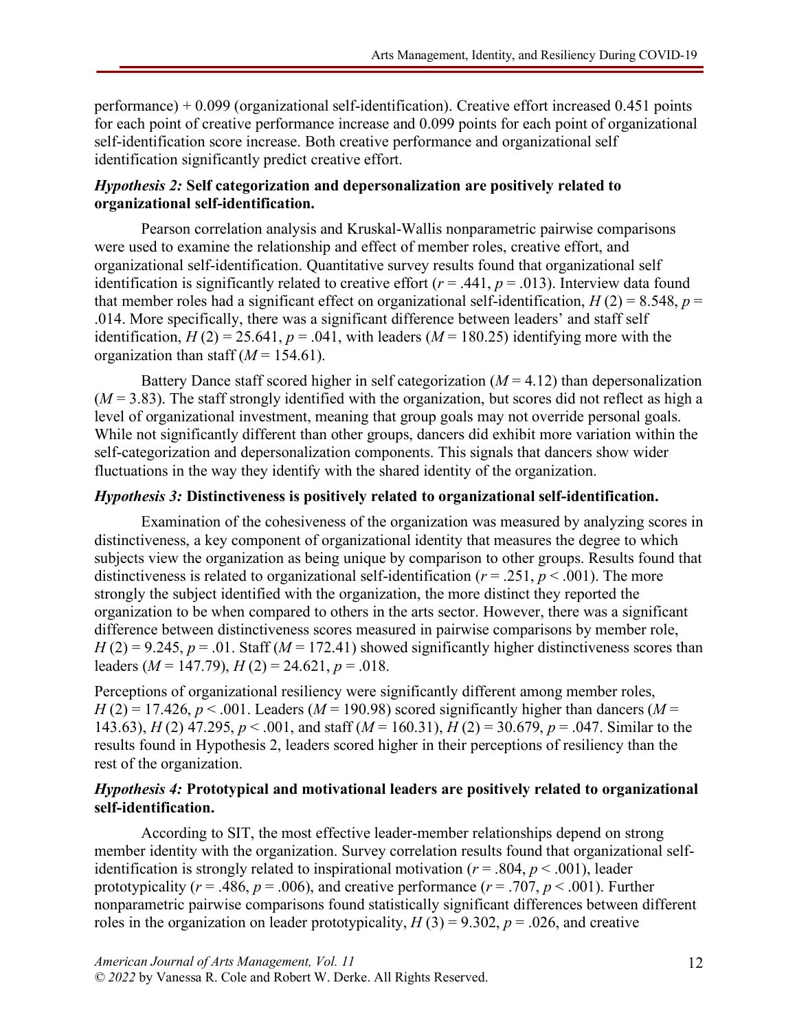performance) + 0.099 (organizational self-identification). Creative effort increased 0.451 points for each point of creative performance increase and 0.099 points for each point of organizational self-identification score increase. Both creative performance and organizational self identification significantly predict creative effort.

***Hypothesis 2:* Self categorization and depersonalization are positively related to organizational self-identification.**

Pearson correlation analysis and Kruskal-Wallis nonparametric pairwise comparisons were used to examine the relationship and effect of member roles, creative effort, and organizational self-identification. Quantitative survey results found that organizational self identification is significantly related to creative effort ($r = .441$, $p = .013$). Interview data found that member roles had a significant effect on organizational self-identification, $H(2) = 8.548$, $p = .014$. More specifically, there was a significant difference between leaders' and staff self identification, $H(2) = 25.641$, $p = .041$, with leaders ($M = 180.25$) identifying more with the organization than staff ($M = 154.61$).

Battery Dance staff scored higher in self categorization ($M = 4.12$) than depersonalization ($M = 3.83$). The staff strongly identified with the organization, but scores did not reflect as high a level of organizational investment, meaning that group goals may not override personal goals. While not significantly different than other groups, dancers did exhibit more variation within the self-categorization and depersonalization components. This signals that dancers show wider fluctuations in the way they identify with the shared identity of the organization.

***Hypothesis 3:* Distinctiveness is positively related to organizational self-identification.**

Examination of the cohesiveness of the organization was measured by analyzing scores in distinctiveness, a key component of organizational identity that measures the degree to which subjects view the organization as being unique by comparison to other groups. Results found that distinctiveness is related to organizational self-identification ($r = .251$, $p < .001$). The more strongly the subject identified with the organization, the more distinct they reported the organization to be when compared to others in the arts sector. However, there was a significant difference between distinctiveness scores measured in pairwise comparisons by member role, $H(2) = 9.245$, $p = .01$. Staff ($M = 172.41$) showed significantly higher distinctiveness scores than leaders ($M = 147.79$), $H(2) = 24.621$, $p = .018$.

Perceptions of organizational resiliency were significantly different among member roles, $H(2) = 17.426$, $p < .001$. Leaders ($M = 190.98$) scored significantly higher than dancers ($M = 143.63$), $H(2)$ 47.295, $p < .001$, and staff ($M = 160.31$), $H(2) = 30.679$, $p = .047$. Similar to the results found in Hypothesis 2, leaders scored higher in their perceptions of resiliency than the rest of the organization.

***Hypothesis 4:* Prototypical and motivational leaders are positively related to organizational self-identification.**

According to SIT, the most effective leader-member relationships depend on strong member identity with the organization. Survey correlation results found that organizational self-identification is strongly related to inspirational motivation ($r = .804$, $p < .001$), leader prototypicality ($r = .486$, $p = .006$), and creative performance ($r = .707$, $p < .001$). Further nonparametric pairwise comparisons found statistically significant differences between different roles in the organization on leader prototypicality, $H(3) = 9.302$, $p = .026$, and creative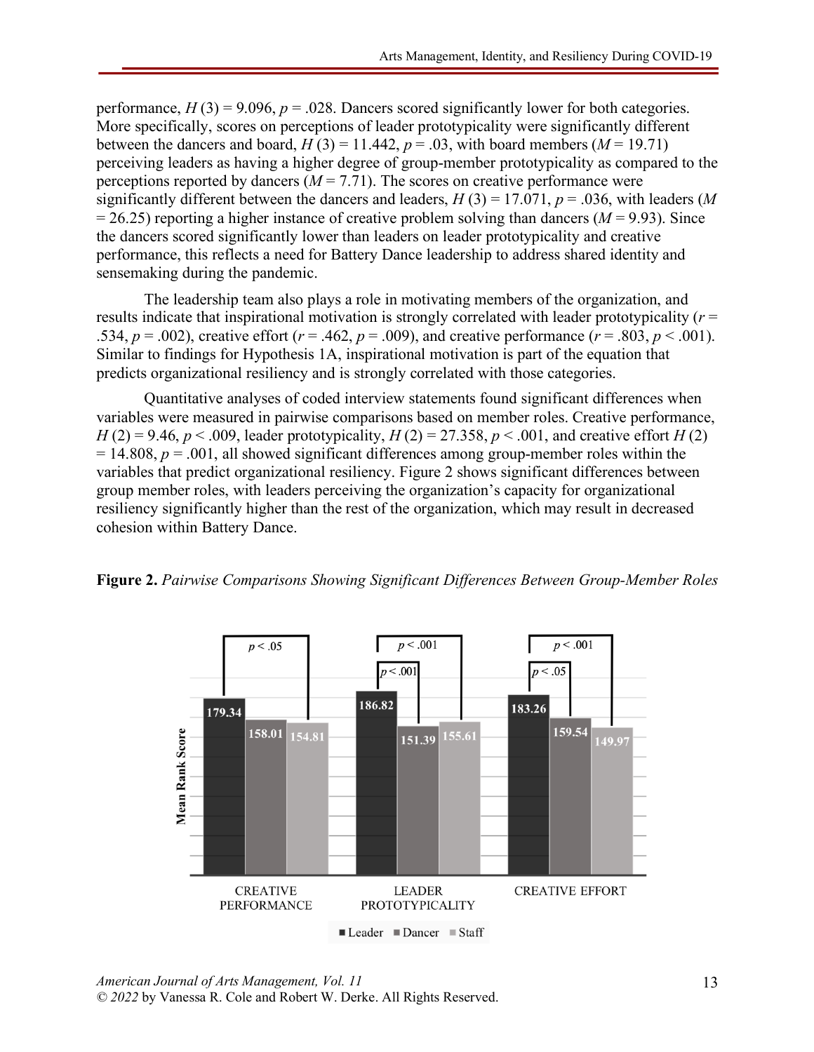performance, $H(3) = 9.096$, $p = .028$. Dancers scored significantly lower for both categories. More specifically, scores on perceptions of leader prototypicality were significantly different between the dancers and board, $H(3) = 11.442$, $p = .03$, with board members ($M = 19.71$) perceiving leaders as having a higher degree of group-member prototypicality as compared to the perceptions reported by dancers ($M = 7.71$). The scores on creative performance were significantly different between the dancers and leaders, $H(3) = 17.071$, $p = .036$, with leaders ($M = 26.25$) reporting a higher instance of creative problem solving than dancers ($M = 9.93$). Since the dancers scored significantly lower than leaders on leader prototypicality and creative performance, this reflects a need for Battery Dance leadership to address shared identity and sensemaking during the pandemic.

The leadership team also plays a role in motivating members of the organization, and results indicate that inspirational motivation is strongly correlated with leader prototypicality ($r = .534$, $p = .002$), creative effort ($r = .462$, $p = .009$), and creative performance ($r = .803$, $p < .001$). Similar to findings for Hypothesis 1A, inspirational motivation is part of the equation that predicts organizational resiliency and is strongly correlated with those categories.

Quantitative analyses of coded interview statements found significant differences when variables were measured in pairwise comparisons based on member roles. Creative performance, $H(2) = 9.46$, $p < .009$, leader prototypicality, $H(2) = 27.358$, $p < .001$, and creative effort $H(2) = 14.808$, $p = .001$, all showed significant differences among group-member roles within the variables that predict organizational resiliency. Figure 2 shows significant differences between group member roles, with leaders perceiving the organization's capacity for organizational resiliency significantly higher than the rest of the organization, which may result in decreased cohesion within Battery Dance.

**Figure 2.** *Pairwise Comparisons Showing Significant Differences Between Group-Member Roles*

| Mean Rank Score | Leader | Dancer | Staff | Significant pairwise comparisons |
|---|---|---|---|---|
| Creative Performance | 179.34 | 158.01 | 154.81 | Leader vs. Staff: $p < .05$ |
| Leader Prototypicality | 186.82 | 151.39 | 155.61 | Leader vs. Dancer: $p < .001$; Leader vs. Staff: $p < .001$ |
| Creative Effort | 183.26 | 159.54 | 149.97 | Leader vs. Dancer: $p < .05$; Leader vs. Staff: $p < .001$ |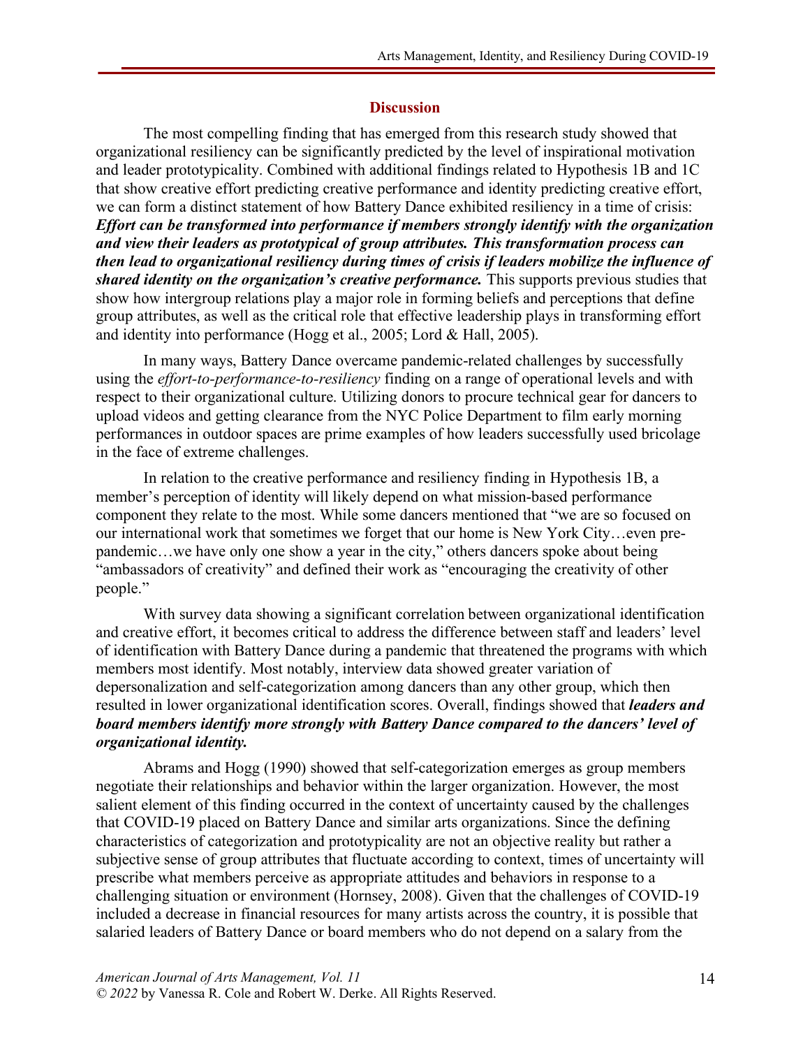## Discussion

The most compelling finding that has emerged from this research study showed that organizational resiliency can be significantly predicted by the level of inspirational motivation and leader prototypicality. Combined with additional findings related to Hypothesis 1B and 1C that show creative effort predicting creative performance and identity predicting creative effort, we can form a distinct statement of how Battery Dance exhibited resiliency in a time of crisis: ***Effort can be transformed into performance if members strongly identify with the organization and view their leaders as prototypical of group attributes. This transformation process can then lead to organizational resiliency during times of crisis if leaders mobilize the influence of shared identity on the organization's creative performance.*** This supports previous studies that show how intergroup relations play a major role in forming beliefs and perceptions that define group attributes, as well as the critical role that effective leadership plays in transforming effort and identity into performance (Hogg et al., 2005; Lord & Hall, 2005).

In many ways, Battery Dance overcame pandemic-related challenges by successfully using the *effort-to-performance-to-resiliency* finding on a range of operational levels and with respect to their organizational culture. Utilizing donors to procure technical gear for dancers to upload videos and getting clearance from the NYC Police Department to film early morning performances in outdoor spaces are prime examples of how leaders successfully used bricolage in the face of extreme challenges.

In relation to the creative performance and resiliency finding in Hypothesis 1B, a member's perception of identity will likely depend on what mission-based performance component they relate to the most. While some dancers mentioned that "we are so focused on our international work that sometimes we forget that our home is New York City…even pre-pandemic…we have only one show a year in the city," others dancers spoke about being "ambassadors of creativity" and defined their work as "encouraging the creativity of other people."

With survey data showing a significant correlation between organizational identification and creative effort, it becomes critical to address the difference between staff and leaders' level of identification with Battery Dance during a pandemic that threatened the programs with which members most identify. Most notably, interview data showed greater variation of depersonalization and self-categorization among dancers than any other group, which then resulted in lower organizational identification scores. Overall, findings showed that ***leaders and board members identify more strongly with Battery Dance compared to the dancers' level of organizational identity.***

Abrams and Hogg (1990) showed that self-categorization emerges as group members negotiate their relationships and behavior within the larger organization. However, the most salient element of this finding occurred in the context of uncertainty caused by the challenges that COVID-19 placed on Battery Dance and similar arts organizations. Since the defining characteristics of categorization and prototypicality are not an objective reality but rather a subjective sense of group attributes that fluctuate according to context, times of uncertainty will prescribe what members perceive as appropriate attitudes and behaviors in response to a challenging situation or environment (Hornsey, 2008). Given that the challenges of COVID-19 included a decrease in financial resources for many artists across the country, it is possible that salaried leaders of Battery Dance or board members who do not depend on a salary from the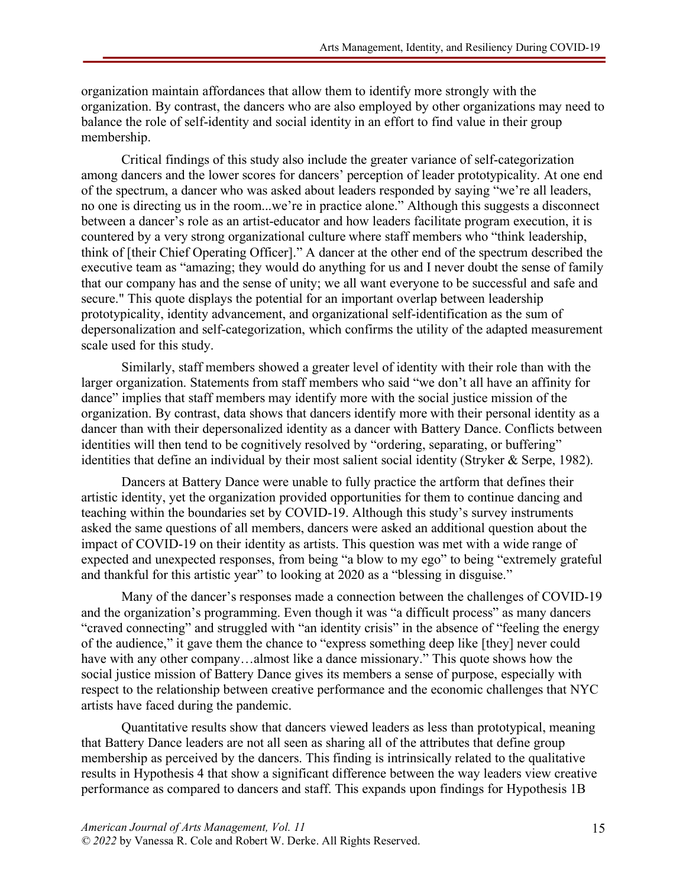organization maintain affordances that allow them to identify more strongly with the organization. By contrast, the dancers who are also employed by other organizations may need to balance the role of self-identity and social identity in an effort to find value in their group membership.

Critical findings of this study also include the greater variance of self-categorization among dancers and the lower scores for dancers' perception of leader prototypicality. At one end of the spectrum, a dancer who was asked about leaders responded by saying "we're all leaders, no one is directing us in the room...we're in practice alone." Although this suggests a disconnect between a dancer's role as an artist-educator and how leaders facilitate program execution, it is countered by a very strong organizational culture where staff members who "think leadership, think of [their Chief Operating Officer]." A dancer at the other end of the spectrum described the executive team as "amazing; they would do anything for us and I never doubt the sense of family that our company has and the sense of unity; we all want everyone to be successful and safe and secure." This quote displays the potential for an important overlap between leadership prototypicality, identity advancement, and organizational self-identification as the sum of depersonalization and self-categorization, which confirms the utility of the adapted measurement scale used for this study.

Similarly, staff members showed a greater level of identity with their role than with the larger organization. Statements from staff members who said "we don't all have an affinity for dance" implies that staff members may identify more with the social justice mission of the organization. By contrast, data shows that dancers identify more with their personal identity as a dancer than with their depersonalized identity as a dancer with Battery Dance. Conflicts between identities will then tend to be cognitively resolved by "ordering, separating, or buffering" identities that define an individual by their most salient social identity (Stryker & Serpe, 1982).

Dancers at Battery Dance were unable to fully practice the artform that defines their artistic identity, yet the organization provided opportunities for them to continue dancing and teaching within the boundaries set by COVID-19. Although this study's survey instruments asked the same questions of all members, dancers were asked an additional question about the impact of COVID-19 on their identity as artists. This question was met with a wide range of expected and unexpected responses, from being "a blow to my ego" to being "extremely grateful and thankful for this artistic year" to looking at 2020 as a "blessing in disguise."

Many of the dancer's responses made a connection between the challenges of COVID-19 and the organization's programming. Even though it was "a difficult process" as many dancers "craved connecting" and struggled with "an identity crisis" in the absence of "feeling the energy of the audience," it gave them the chance to "express something deep like [they] never could have with any other company…almost like a dance missionary." This quote shows how the social justice mission of Battery Dance gives its members a sense of purpose, especially with respect to the relationship between creative performance and the economic challenges that NYC artists have faced during the pandemic.

Quantitative results show that dancers viewed leaders as less than prototypical, meaning that Battery Dance leaders are not all seen as sharing all of the attributes that define group membership as perceived by the dancers. This finding is intrinsically related to the qualitative results in Hypothesis 4 that show a significant difference between the way leaders view creative performance as compared to dancers and staff. This expands upon findings for Hypothesis 1B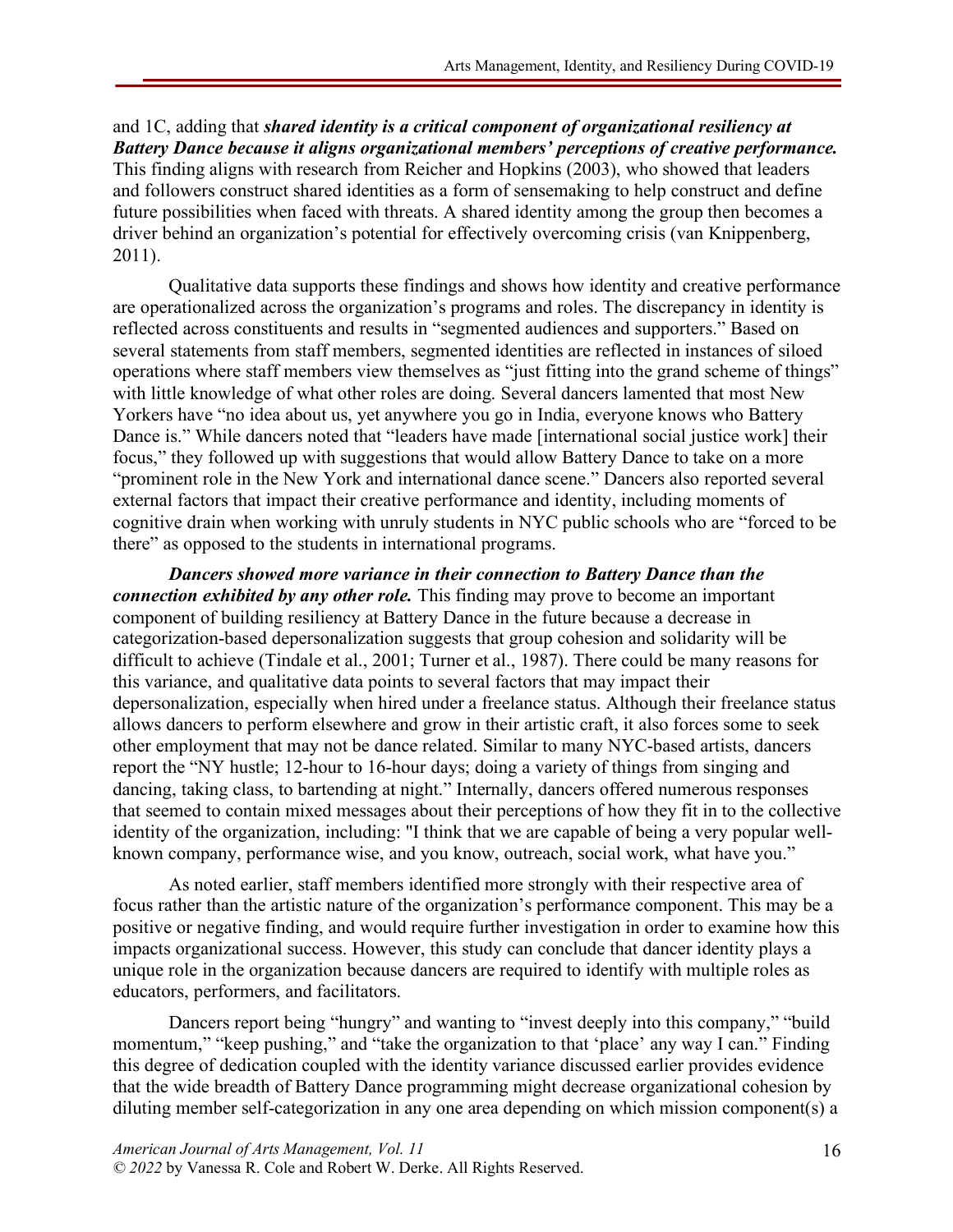and 1C, adding that ***shared identity is a critical component of organizational resiliency at Battery Dance because it aligns organizational members' perceptions of creative performance.*** This finding aligns with research from Reicher and Hopkins (2003), who showed that leaders and followers construct shared identities as a form of sensemaking to help construct and define future possibilities when faced with threats. A shared identity among the group then becomes a driver behind an organization's potential for effectively overcoming crisis (van Knippenberg, 2011).

Qualitative data supports these findings and shows how identity and creative performance are operationalized across the organization's programs and roles. The discrepancy in identity is reflected across constituents and results in "segmented audiences and supporters." Based on several statements from staff members, segmented identities are reflected in instances of siloed operations where staff members view themselves as "just fitting into the grand scheme of things" with little knowledge of what other roles are doing. Several dancers lamented that most New Yorkers have "no idea about us, yet anywhere you go in India, everyone knows who Battery Dance is." While dancers noted that "leaders have made [international social justice work] their focus," they followed up with suggestions that would allow Battery Dance to take on a more "prominent role in the New York and international dance scene." Dancers also reported several external factors that impact their creative performance and identity, including moments of cognitive drain when working with unruly students in NYC public schools who are "forced to be there" as opposed to the students in international programs.

***Dancers showed more variance in their connection to Battery Dance than the connection exhibited by any other role.*** This finding may prove to become an important component of building resiliency at Battery Dance in the future because a decrease in categorization-based depersonalization suggests that group cohesion and solidarity will be difficult to achieve (Tindale et al., 2001; Turner et al., 1987). There could be many reasons for this variance, and qualitative data points to several factors that may impact their depersonalization, especially when hired under a freelance status. Although their freelance status allows dancers to perform elsewhere and grow in their artistic craft, it also forces some to seek other employment that may not be dance related. Similar to many NYC-based artists, dancers report the "NY hustle; 12-hour to 16-hour days; doing a variety of things from singing and dancing, taking class, to bartending at night." Internally, dancers offered numerous responses that seemed to contain mixed messages about their perceptions of how they fit in to the collective identity of the organization, including: "I think that we are capable of being a very popular well-known company, performance wise, and you know, outreach, social work, what have you."

As noted earlier, staff members identified more strongly with their respective area of focus rather than the artistic nature of the organization's performance component. This may be a positive or negative finding, and would require further investigation in order to examine how this impacts organizational success. However, this study can conclude that dancer identity plays a unique role in the organization because dancers are required to identify with multiple roles as educators, performers, and facilitators.

Dancers report being "hungry" and wanting to "invest deeply into this company," "build momentum," "keep pushing," and "take the organization to that 'place' any way I can." Finding this degree of dedication coupled with the identity variance discussed earlier provides evidence that the wide breadth of Battery Dance programming might decrease organizational cohesion by diluting member self-categorization in any one area depending on which mission component(s) a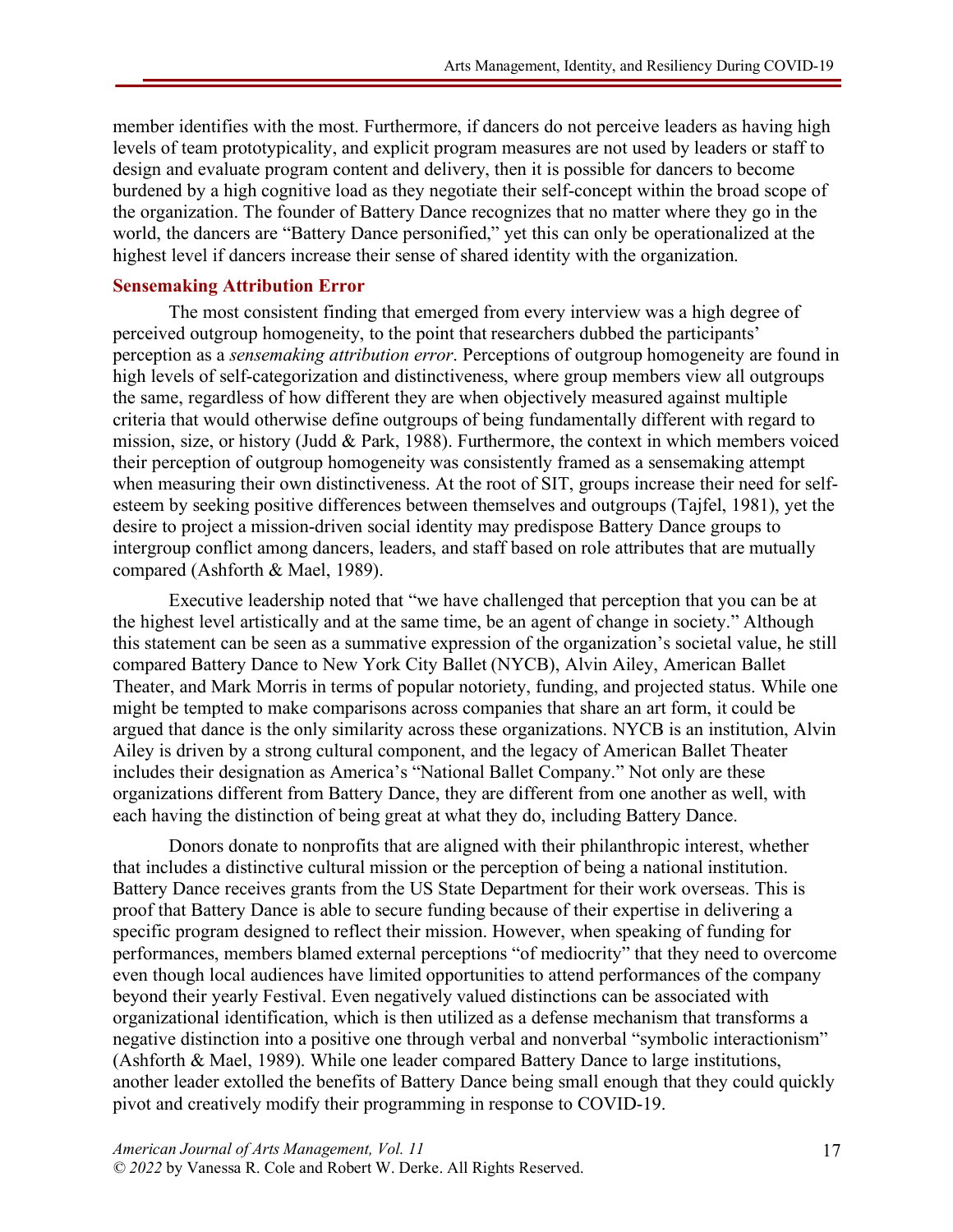member identifies with the most. Furthermore, if dancers do not perceive leaders as having high levels of team prototypicality, and explicit program measures are not used by leaders or staff to design and evaluate program content and delivery, then it is possible for dancers to become burdened by a high cognitive load as they negotiate their self-concept within the broad scope of the organization. The founder of Battery Dance recognizes that no matter where they go in the world, the dancers are "Battery Dance personified," yet this can only be operationalized at the highest level if dancers increase their sense of shared identity with the organization.

### Sensemaking Attribution Error

The most consistent finding that emerged from every interview was a high degree of perceived outgroup homogeneity, to the point that researchers dubbed the participants' perception as a *sensemaking attribution error*. Perceptions of outgroup homogeneity are found in high levels of self-categorization and distinctiveness, where group members view all outgroups the same, regardless of how different they are when objectively measured against multiple criteria that would otherwise define outgroups of being fundamentally different with regard to mission, size, or history (Judd & Park, 1988). Furthermore, the context in which members voiced their perception of outgroup homogeneity was consistently framed as a sensemaking attempt when measuring their own distinctiveness. At the root of SIT, groups increase their need for self-esteem by seeking positive differences between themselves and outgroups (Tajfel, 1981), yet the desire to project a mission-driven social identity may predispose Battery Dance groups to intergroup conflict among dancers, leaders, and staff based on role attributes that are mutually compared (Ashforth & Mael, 1989).

Executive leadership noted that "we have challenged that perception that you can be at the highest level artistically and at the same time, be an agent of change in society." Although this statement can be seen as a summative expression of the organization's societal value, he still compared Battery Dance to New York City Ballet (NYCB), Alvin Ailey, American Ballet Theater, and Mark Morris in terms of popular notoriety, funding, and projected status. While one might be tempted to make comparisons across companies that share an art form, it could be argued that dance is the only similarity across these organizations. NYCB is an institution, Alvin Ailey is driven by a strong cultural component, and the legacy of American Ballet Theater includes their designation as America's "National Ballet Company." Not only are these organizations different from Battery Dance, they are different from one another as well, with each having the distinction of being great at what they do, including Battery Dance.

Donors donate to nonprofits that are aligned with their philanthropic interest, whether that includes a distinctive cultural mission or the perception of being a national institution. Battery Dance receives grants from the US State Department for their work overseas. This is proof that Battery Dance is able to secure funding because of their expertise in delivering a specific program designed to reflect their mission. However, when speaking of funding for performances, members blamed external perceptions "of mediocrity" that they need to overcome even though local audiences have limited opportunities to attend performances of the company beyond their yearly Festival. Even negatively valued distinctions can be associated with organizational identification, which is then utilized as a defense mechanism that transforms a negative distinction into a positive one through verbal and nonverbal "symbolic interactionism" (Ashforth & Mael, 1989). While one leader compared Battery Dance to large institutions, another leader extolled the benefits of Battery Dance being small enough that they could quickly pivot and creatively modify their programming in response to COVID-19.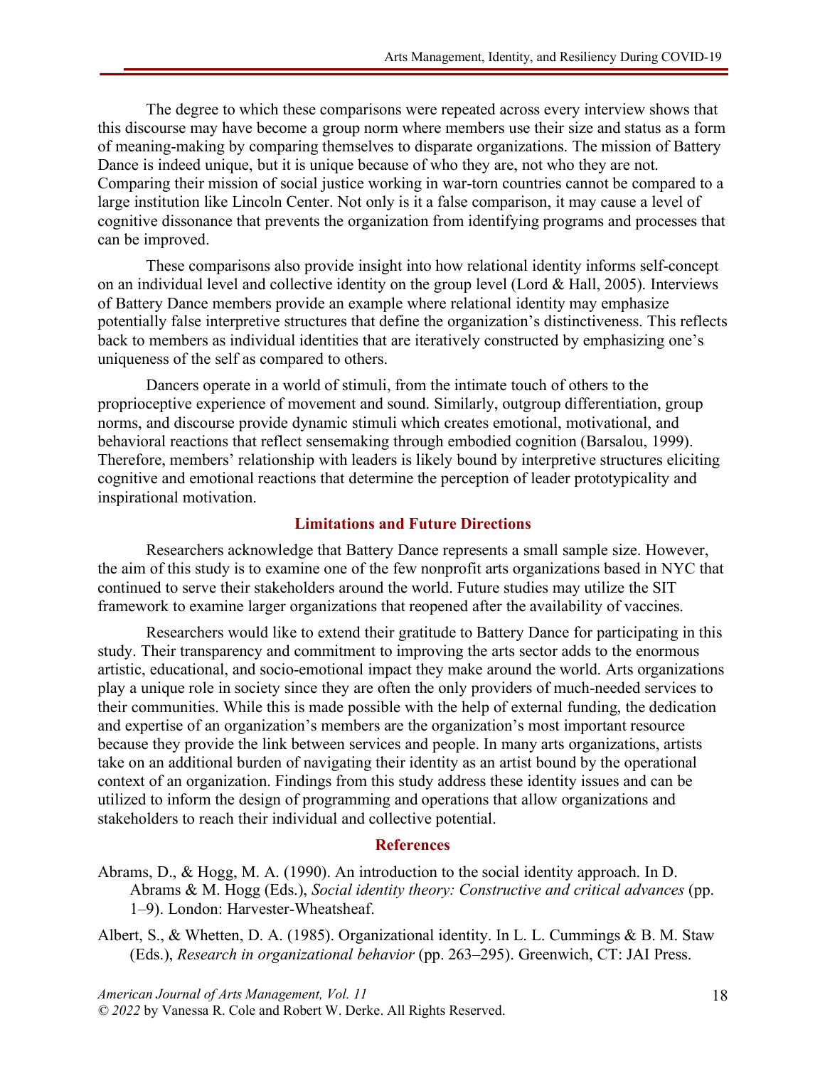The degree to which these comparisons were repeated across every interview shows that this discourse may have become a group norm where members use their size and status as a form of meaning-making by comparing themselves to disparate organizations. The mission of Battery Dance is indeed unique, but it is unique because of who they are, not who they are not. Comparing their mission of social justice working in war-torn countries cannot be compared to a large institution like Lincoln Center. Not only is it a false comparison, it may cause a level of cognitive dissonance that prevents the organization from identifying programs and processes that can be improved.

These comparisons also provide insight into how relational identity informs self-concept on an individual level and collective identity on the group level (Lord & Hall, 2005). Interviews of Battery Dance members provide an example where relational identity may emphasize potentially false interpretive structures that define the organization's distinctiveness. This reflects back to members as individual identities that are iteratively constructed by emphasizing one's uniqueness of the self as compared to others.

Dancers operate in a world of stimuli, from the intimate touch of others to the proprioceptive experience of movement and sound. Similarly, outgroup differentiation, group norms, and discourse provide dynamic stimuli which creates emotional, motivational, and behavioral reactions that reflect sensemaking through embodied cognition (Barsalou, 1999). Therefore, members' relationship with leaders is likely bound by interpretive structures eliciting cognitive and emotional reactions that determine the perception of leader prototypicality and inspirational motivation.

## Limitations and Future Directions

Researchers acknowledge that Battery Dance represents a small sample size. However, the aim of this study is to examine one of the few nonprofit arts organizations based in NYC that continued to serve their stakeholders around the world. Future studies may utilize the SIT framework to examine larger organizations that reopened after the availability of vaccines.

Researchers would like to extend their gratitude to Battery Dance for participating in this study. Their transparency and commitment to improving the arts sector adds to the enormous artistic, educational, and socio-emotional impact they make around the world. Arts organizations play a unique role in society since they are often the only providers of much-needed services to their communities. While this is made possible with the help of external funding, the dedication and expertise of an organization's members are the organization's most important resource because they provide the link between services and people. In many arts organizations, artists take on an additional burden of navigating their identity as an artist bound by the operational context of an organization. Findings from this study address these identity issues and can be utilized to inform the design of programming and operations that allow organizations and stakeholders to reach their individual and collective potential.

## References

Abrams, D., & Hogg, M. A. (1990). An introduction to the social identity approach. In D. Abrams & M. Hogg (Eds.), *Social identity theory: Constructive and critical advances* (pp. 1–9). London: Harvester-Wheatsheaf.

Albert, S., & Whetten, D. A. (1985). Organizational identity. In L. L. Cummings & B. M. Staw (Eds.), *Research in organizational behavior* (pp. 263–295). Greenwich, CT: JAI Press.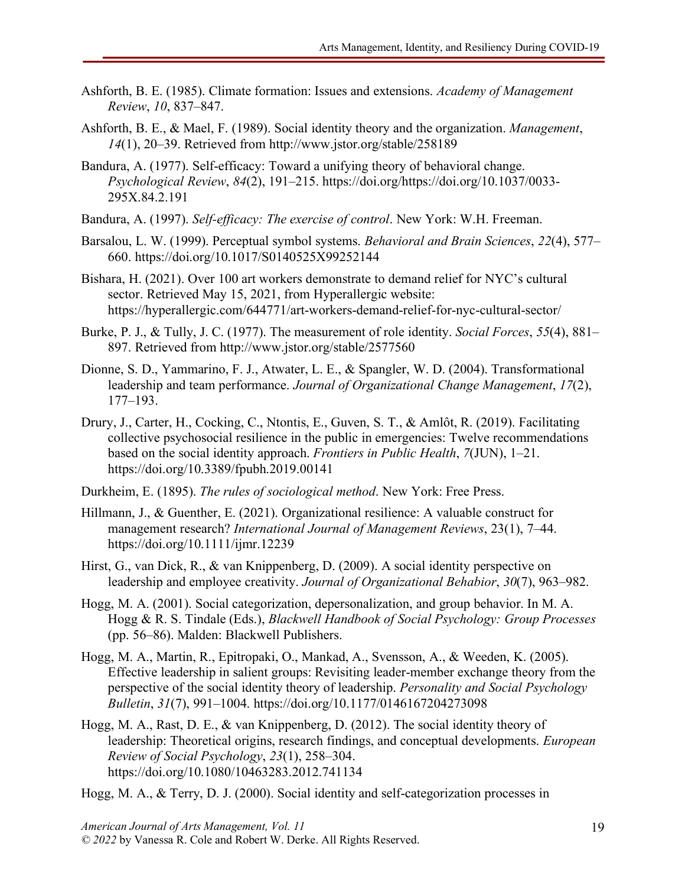Ashforth, B. E. (1985). Climate formation: Issues and extensions. *Academy of Management Review*, *10*, 837–847.

Ashforth, B. E., & Mael, F. (1989). Social identity theory and the organization. *Management*, *14*(1), 20–39. Retrieved from http://www.jstor.org/stable/258189

Bandura, A. (1977). Self-efficacy: Toward a unifying theory of behavioral change. *Psychological Review*, *84*(2), 191–215. https://doi.org/https://doi.org/10.1037/0033-295X.84.2.191

Bandura, A. (1997). *Self-efficacy: The exercise of control*. New York: W.H. Freeman.

Barsalou, L. W. (1999). Perceptual symbol systems. *Behavioral and Brain Sciences*, *22*(4), 577–660. https://doi.org/10.1017/S0140525X99252144

Bishara, H. (2021). Over 100 art workers demonstrate to demand relief for NYC's cultural sector. Retrieved May 15, 2021, from Hyperallergic website: https://hyperallergic.com/644771/art-workers-demand-relief-for-nyc-cultural-sector/

Burke, P. J., & Tully, J. C. (1977). The measurement of role identity. *Social Forces*, *55*(4), 881–897. Retrieved from http://www.jstor.org/stable/2577560

Dionne, S. D., Yammarino, F. J., Atwater, L. E., & Spangler, W. D. (2004). Transformational leadership and team performance. *Journal of Organizational Change Management*, *17*(2), 177–193.

Drury, J., Carter, H., Cocking, C., Ntontis, E., Guven, S. T., & Amlôt, R. (2019). Facilitating collective psychosocial resilience in the public in emergencies: Twelve recommendations based on the social identity approach. *Frontiers in Public Health*, *7*(JUN), 1–21. https://doi.org/10.3389/fpubh.2019.00141

Durkheim, E. (1895). *The rules of sociological method*. New York: Free Press.

Hillmann, J., & Guenther, E. (2021). Organizational resilience: A valuable construct for management research? *International Journal of Management Reviews*, 23(1), 7–44. https://doi.org/10.1111/ijmr.12239

Hirst, G., van Dick, R., & van Knippenberg, D. (2009). A social identity perspective on leadership and employee creativity. *Journal of Organizational Behabior*, *30*(7), 963–982.

Hogg, M. A. (2001). Social categorization, depersonalization, and group behavior. In M. A. Hogg & R. S. Tindale (Eds.), *Blackwell Handbook of Social Psychology: Group Processes* (pp. 56–86). Malden: Blackwell Publishers.

Hogg, M. A., Martin, R., Epitropaki, O., Mankad, A., Svensson, A., & Weeden, K. (2005). Effective leadership in salient groups: Revisiting leader-member exchange theory from the perspective of the social identity theory of leadership. *Personality and Social Psychology Bulletin*, *31*(7), 991–1004. https://doi.org/10.1177/0146167204273098

Hogg, M. A., Rast, D. E., & van Knippenberg, D. (2012). The social identity theory of leadership: Theoretical origins, research findings, and conceptual developments. *European Review of Social Psychology*, *23*(1), 258–304. https://doi.org/10.1080/10463283.2012.741134

Hogg, M. A., & Terry, D. J. (2000). Social identity and self-categorization processes in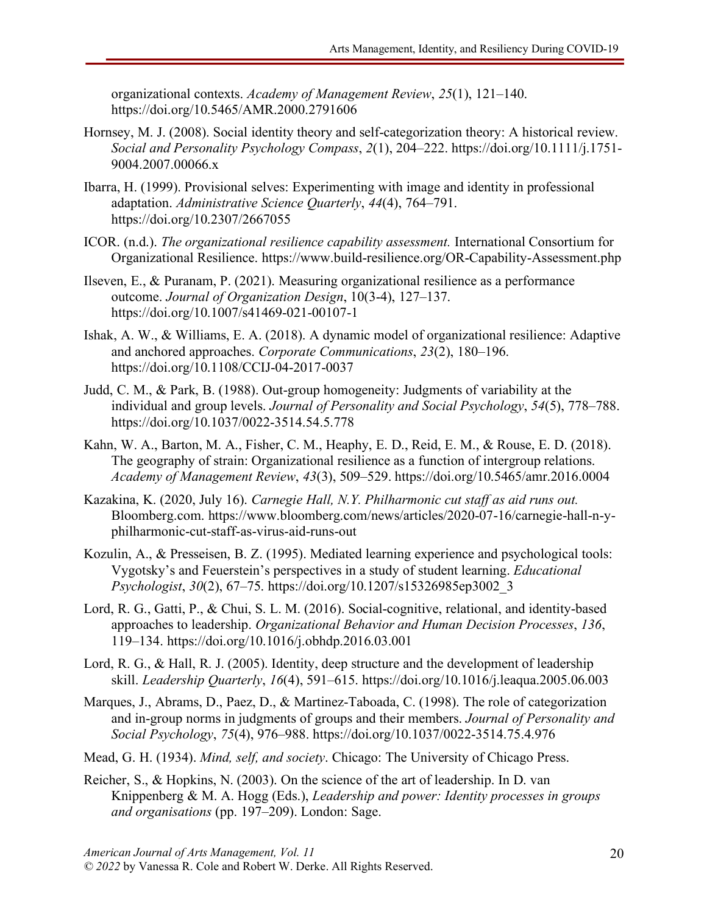organizational contexts. *Academy of Management Review*, *25*(1), 121–140. https://doi.org/10.5465/AMR.2000.2791606

Hornsey, M. J. (2008). Social identity theory and self-categorization theory: A historical review. *Social and Personality Psychology Compass*, *2*(1), 204–222. https://doi.org/10.1111/j.1751-9004.2007.00066.x

Ibarra, H. (1999). Provisional selves: Experimenting with image and identity in professional adaptation. *Administrative Science Quarterly*, *44*(4), 764–791. https://doi.org/10.2307/2667055

ICOR. (n.d.). *The organizational resilience capability assessment.* International Consortium for Organizational Resilience. https://www.build-resilience.org/OR-Capability-Assessment.php

Ilseven, E., & Puranam, P. (2021). Measuring organizational resilience as a performance outcome. *Journal of Organization Design*, 10(3-4), 127–137. https://doi.org/10.1007/s41469-021-00107-1

Ishak, A. W., & Williams, E. A. (2018). A dynamic model of organizational resilience: Adaptive and anchored approaches. *Corporate Communications*, *23*(2), 180–196. https://doi.org/10.1108/CCIJ-04-2017-0037

Judd, C. M., & Park, B. (1988). Out-group homogeneity: Judgments of variability at the individual and group levels. *Journal of Personality and Social Psychology*, *54*(5), 778–788. https://doi.org/10.1037/0022-3514.54.5.778

Kahn, W. A., Barton, M. A., Fisher, C. M., Heaphy, E. D., Reid, E. M., & Rouse, E. D. (2018). The geography of strain: Organizational resilience as a function of intergroup relations. *Academy of Management Review*, *43*(3), 509–529. https://doi.org/10.5465/amr.2016.0004

Kazakina, K. (2020, July 16). *Carnegie Hall, N.Y. Philharmonic cut staff as aid runs out.* Bloomberg.com. https://www.bloomberg.com/news/articles/2020-07-16/carnegie-hall-n-y-philharmonic-cut-staff-as-virus-aid-runs-out

Kozulin, A., & Presseisen, B. Z. (1995). Mediated learning experience and psychological tools: Vygotsky's and Feuerstein's perspectives in a study of student learning. *Educational Psychologist*, *30*(2), 67–75. https://doi.org/10.1207/s15326985ep3002_3

Lord, R. G., Gatti, P., & Chui, S. L. M. (2016). Social-cognitive, relational, and identity-based approaches to leadership. *Organizational Behavior and Human Decision Processes*, *136*, 119–134. https://doi.org/10.1016/j.obhdp.2016.03.001

Lord, R. G., & Hall, R. J. (2005). Identity, deep structure and the development of leadership skill. *Leadership Quarterly*, *16*(4), 591–615. https://doi.org/10.1016/j.leaqua.2005.06.003

Marques, J., Abrams, D., Paez, D., & Martinez-Taboada, C. (1998). The role of categorization and in-group norms in judgments of groups and their members. *Journal of Personality and Social Psychology*, *75*(4), 976–988. https://doi.org/10.1037/0022-3514.75.4.976

Mead, G. H. (1934). *Mind, self, and society*. Chicago: The University of Chicago Press.

Reicher, S., & Hopkins, N. (2003). On the science of the art of leadership. In D. van Knippenberg & M. A. Hogg (Eds.), *Leadership and power: Identity processes in groups and organisations* (pp. 197–209). London: Sage.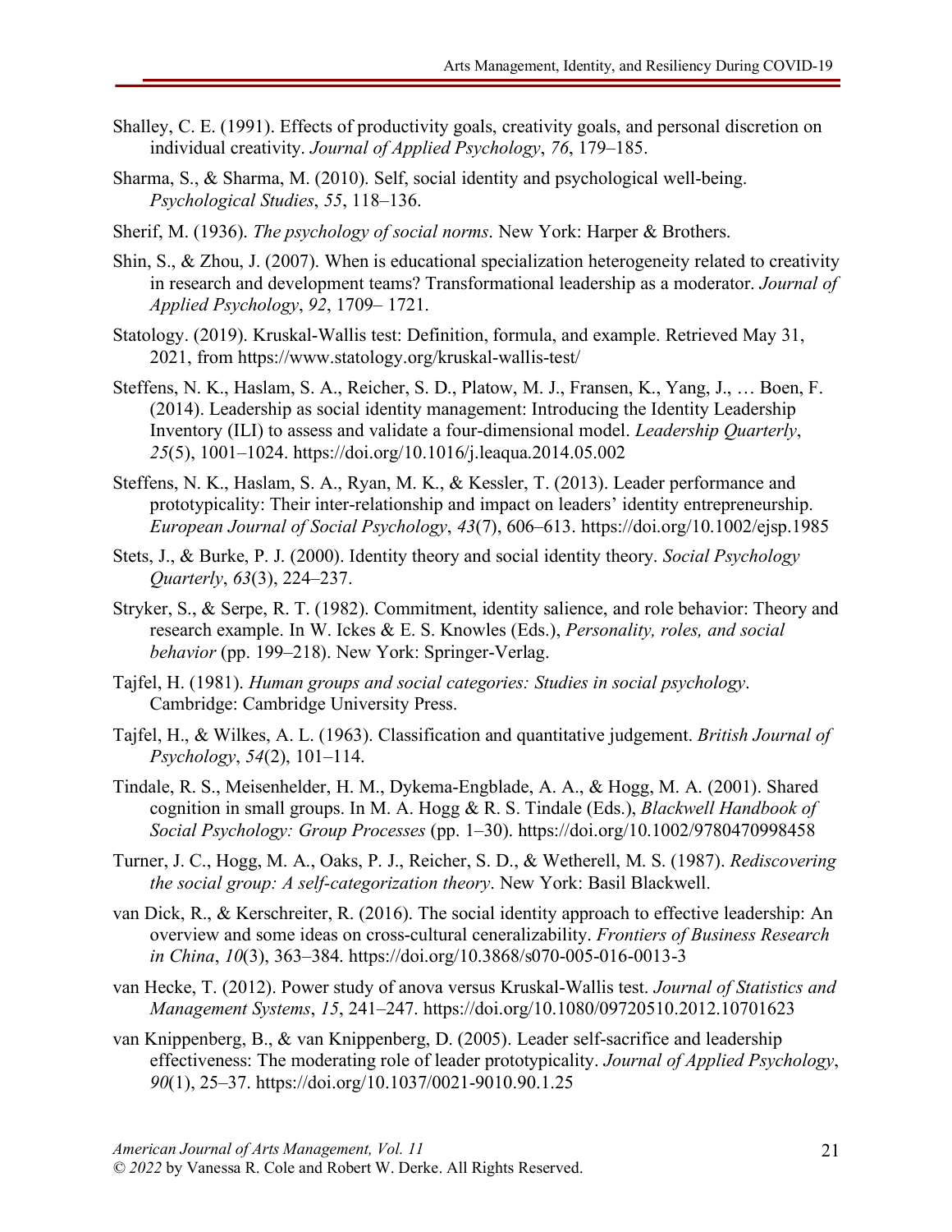Shalley, C. E. (1991). Effects of productivity goals, creativity goals, and personal discretion on individual creativity. *Journal of Applied Psychology*, *76*, 179–185.

Sharma, S., & Sharma, M. (2010). Self, social identity and psychological well-being. *Psychological Studies*, *55*, 118–136.

Sherif, M. (1936). *The psychology of social norms*. New York: Harper & Brothers.

Shin, S., & Zhou, J. (2007). When is educational specialization heterogeneity related to creativity in research and development teams? Transformational leadership as a moderator. *Journal of Applied Psychology*, *92*, 1709– 1721.

Statology. (2019). Kruskal-Wallis test: Definition, formula, and example. Retrieved May 31, 2021, from https://www.statology.org/kruskal-wallis-test/

Steffens, N. K., Haslam, S. A., Reicher, S. D., Platow, M. J., Fransen, K., Yang, J., … Boen, F. (2014). Leadership as social identity management: Introducing the Identity Leadership Inventory (ILI) to assess and validate a four-dimensional model. *Leadership Quarterly*, *25*(5), 1001–1024. https://doi.org/10.1016/j.leaqua.2014.05.002

Steffens, N. K., Haslam, S. A., Ryan, M. K., & Kessler, T. (2013). Leader performance and prototypicality: Their inter-relationship and impact on leaders' identity entrepreneurship. *European Journal of Social Psychology*, *43*(7), 606–613. https://doi.org/10.1002/ejsp.1985

Stets, J., & Burke, P. J. (2000). Identity theory and social identity theory. *Social Psychology Quarterly*, *63*(3), 224–237.

Stryker, S., & Serpe, R. T. (1982). Commitment, identity salience, and role behavior: Theory and research example. In W. Ickes & E. S. Knowles (Eds.), *Personality, roles, and social behavior* (pp. 199–218). New York: Springer-Verlag.

Tajfel, H. (1981). *Human groups and social categories: Studies in social psychology*. Cambridge: Cambridge University Press.

Tajfel, H., & Wilkes, A. L. (1963). Classification and quantitative judgement. *British Journal of Psychology*, *54*(2), 101–114.

Tindale, R. S., Meisenhelder, H. M., Dykema-Engblade, A. A., & Hogg, M. A. (2001). Shared cognition in small groups. In M. A. Hogg & R. S. Tindale (Eds.), *Blackwell Handbook of Social Psychology: Group Processes* (pp. 1–30). https://doi.org/10.1002/9780470998458

Turner, J. C., Hogg, M. A., Oaks, P. J., Reicher, S. D., & Wetherell, M. S. (1987). *Rediscovering the social group: A self-categorization theory*. New York: Basil Blackwell.

van Dick, R., & Kerschreiter, R. (2016). The social identity approach to effective leadership: An overview and some ideas on cross-cultural ceneralizability. *Frontiers of Business Research in China*, *10*(3), 363–384. https://doi.org/10.3868/s070-005-016-0013-3

van Hecke, T. (2012). Power study of anova versus Kruskal-Wallis test. *Journal of Statistics and Management Systems*, *15*, 241–247. https://doi.org/10.1080/09720510.2012.10701623

van Knippenberg, B., & van Knippenberg, D. (2005). Leader self-sacrifice and leadership effectiveness: The moderating role of leader prototypicality. *Journal of Applied Psychology*, *90*(1), 25–37. https://doi.org/10.1037/0021-9010.90.1.25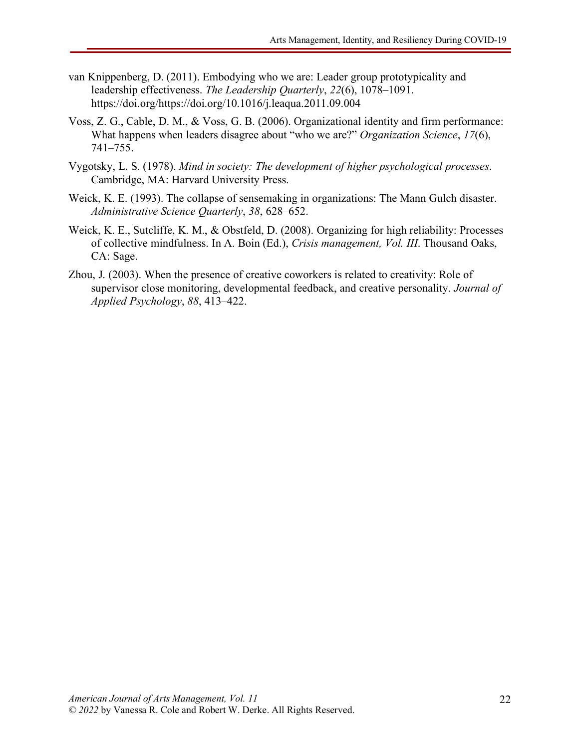van Knippenberg, D. (2011). Embodying who we are: Leader group prototypicality and leadership effectiveness. *The Leadership Quarterly*, *22*(6), 1078–1091. https://doi.org/https://doi.org/10.1016/j.leaqua.2011.09.004

Voss, Z. G., Cable, D. M., & Voss, G. B. (2006). Organizational identity and firm performance: What happens when leaders disagree about "who we are?" *Organization Science*, *17*(6), 741–755.

Vygotsky, L. S. (1978). *Mind in society: The development of higher psychological processes*. Cambridge, MA: Harvard University Press.

Weick, K. E. (1993). The collapse of sensemaking in organizations: The Mann Gulch disaster. *Administrative Science Quarterly*, *38*, 628–652.

Weick, K. E., Sutcliffe, K. M., & Obstfeld, D. (2008). Organizing for high reliability: Processes of collective mindfulness. In A. Boin (Ed.), *Crisis management, Vol. III*. Thousand Oaks, CA: Sage.

Zhou, J. (2003). When the presence of creative coworkers is related to creativity: Role of supervisor close monitoring, developmental feedback, and creative personality. *Journal of Applied Psychology*, *88*, 413–422.